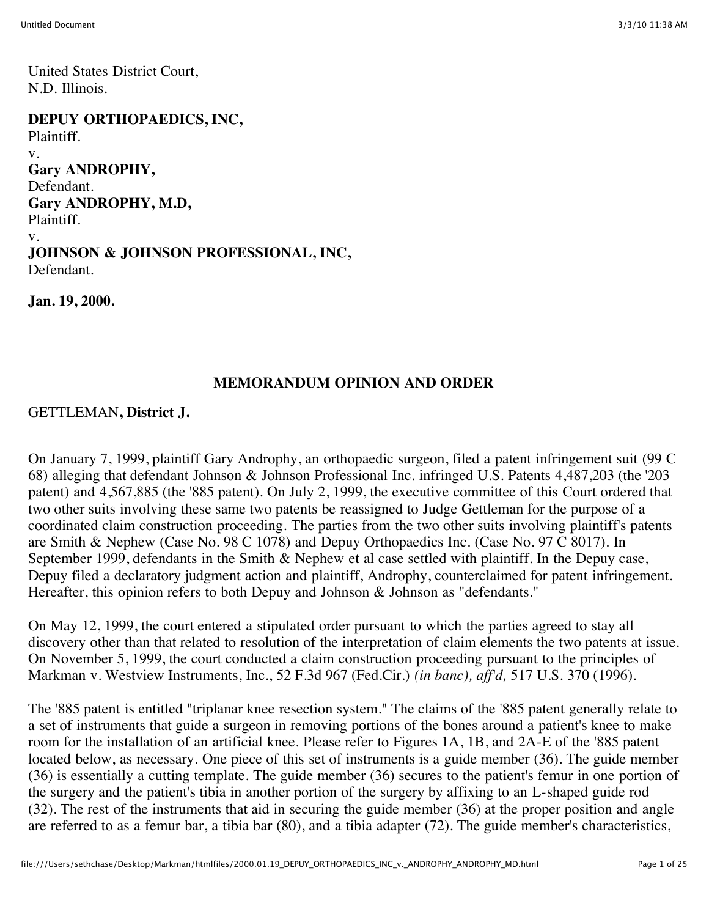United States District Court,
N.D. Illinois.

**DEPUY ORTHOPAEDICS, INC,**
Plaintiff.
v.
**Gary ANDROPHY,**
Defendant.
**Gary ANDROPHY, M.D,**
Plaintiff.
v.
**JOHNSON & JOHNSON PROFESSIONAL, INC,**
Defendant.

**Jan. 19, 2000.**

## MEMORANDUM OPINION AND ORDER

GETTLEMAN**, District J.**

On January 7, 1999, plaintiff Gary Androphy, an orthopaedic surgeon, filed a patent infringement suit (99 C 68) alleging that defendant Johnson & Johnson Professional Inc. infringed U.S. Patents 4,487,203 (the '203 patent) and 4,567,885 (the '885 patent). On July 2, 1999, the executive committee of this Court ordered that two other suits involving these same two patents be reassigned to Judge Gettleman for the purpose of a coordinated claim construction proceeding. The parties from the two other suits involving plaintiff's patents are Smith & Nephew (Case No. 98 C 1078) and Depuy Orthopaedics Inc. (Case No. 97 C 8017). In September 1999, defendants in the Smith & Nephew et al case settled with plaintiff. In the Depuy case, Depuy filed a declaratory judgment action and plaintiff, Androphy, counterclaimed for patent infringement. Hereafter, this opinion refers to both Depuy and Johnson & Johnson as "defendants."

On May 12, 1999, the court entered a stipulated order pursuant to which the parties agreed to stay all discovery other than that related to resolution of the interpretation of claim elements the two patents at issue. On November 5, 1999, the court conducted a claim construction proceeding pursuant to the principles of Markman v. Westview Instruments, Inc., 52 F.3d 967 (Fed.Cir.) *(in banc), aff'd,* 517 U.S. 370 (1996).

The '885 patent is entitled "triplanar knee resection system." The claims of the '885 patent generally relate to a set of instruments that guide a surgeon in removing portions of the bones around a patient's knee to make room for the installation of an artificial knee. Please refer to Figures 1A, 1B, and 2A-E of the '885 patent located below, as necessary. One piece of this set of instruments is a guide member (36). The guide member (36) is essentially a cutting template. The guide member (36) secures to the patient's femur in one portion of the surgery and the patient's tibia in another portion of the surgery by affixing to an L-shaped guide rod (32). The rest of the instruments that aid in securing the guide member (36) at the proper position and angle are referred to as a femur bar, a tibia bar (80), and a tibia adapter (72). The guide member's characteristics,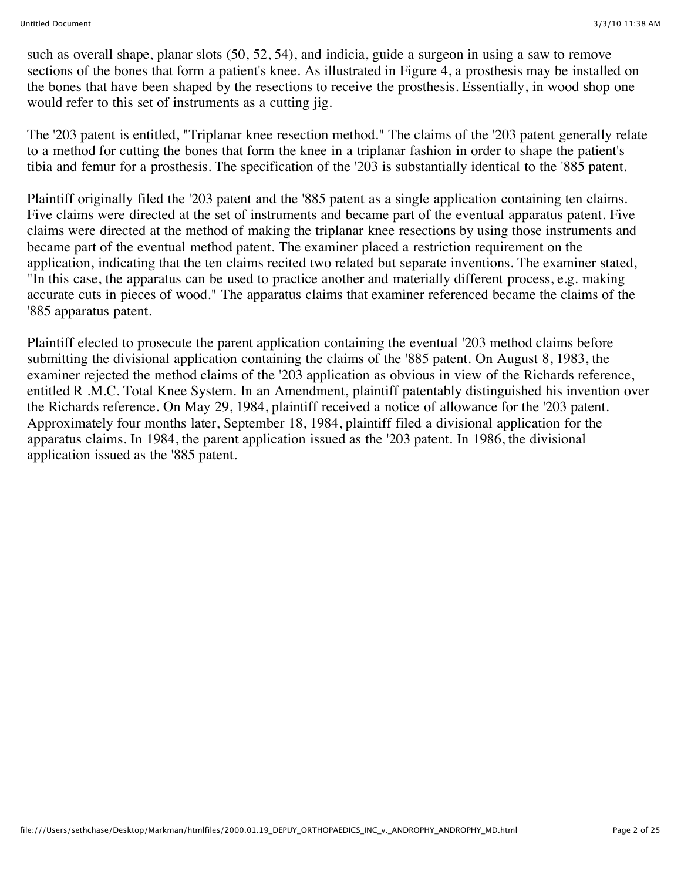such as overall shape, planar slots (50, 52, 54), and indicia, guide a surgeon in using a saw to remove sections of the bones that form a patient's knee. As illustrated in Figure 4, a prosthesis may be installed on the bones that have been shaped by the resections to receive the prosthesis. Essentially, in wood shop one would refer to this set of instruments as a cutting jig.

The '203 patent is entitled, "Triplanar knee resection method." The claims of the '203 patent generally relate to a method for cutting the bones that form the knee in a triplanar fashion in order to shape the patient's tibia and femur for a prosthesis. The specification of the '203 is substantially identical to the '885 patent.

Plaintiff originally filed the '203 patent and the '885 patent as a single application containing ten claims. Five claims were directed at the set of instruments and became part of the eventual apparatus patent. Five claims were directed at the method of making the triplanar knee resections by using those instruments and became part of the eventual method patent. The examiner placed a restriction requirement on the application, indicating that the ten claims recited two related but separate inventions. The examiner stated, "In this case, the apparatus can be used to practice another and materially different process, e.g. making accurate cuts in pieces of wood." The apparatus claims that examiner referenced became the claims of the '885 apparatus patent.

Plaintiff elected to prosecute the parent application containing the eventual '203 method claims before submitting the divisional application containing the claims of the '885 patent. On August 8, 1983, the examiner rejected the method claims of the '203 application as obvious in view of the Richards reference, entitled R .M.C. Total Knee System. In an Amendment, plaintiff patentably distinguished his invention over the Richards reference. On May 29, 1984, plaintiff received a notice of allowance for the '203 patent. Approximately four months later, September 18, 1984, plaintiff filed a divisional application for the apparatus claims. In 1984, the parent application issued as the '203 patent. In 1986, the divisional application issued as the '885 patent.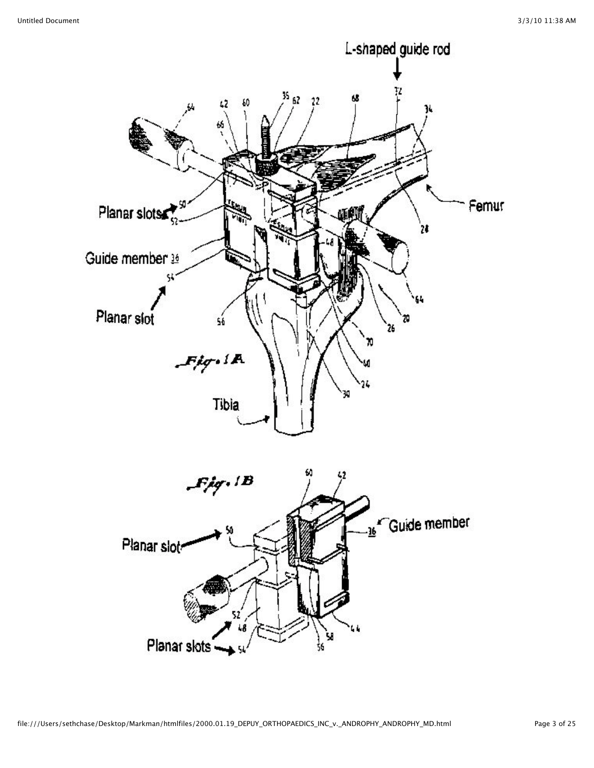Fig. 1A

Fig. 1B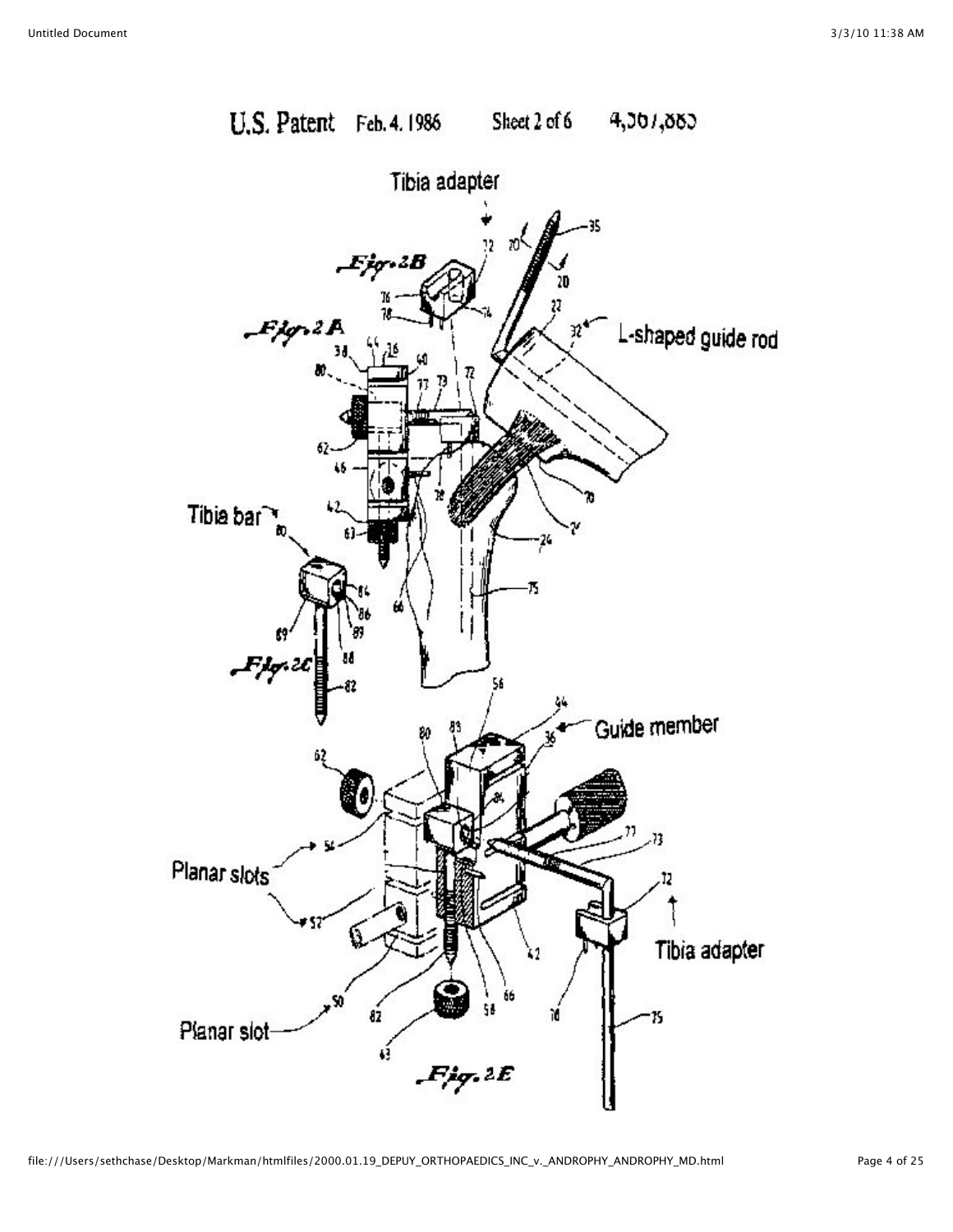U.S. Patent Feb. 4, 1986 Sheet 2 of 6 4,567,885

Tibia adapter

L-shaped guide rod

Tibia bar

Guide member

Planar slots

Planar slot

Tibia adapter

Fig. 2A

Fig. 2B

Fig. 2C

Fig. 2E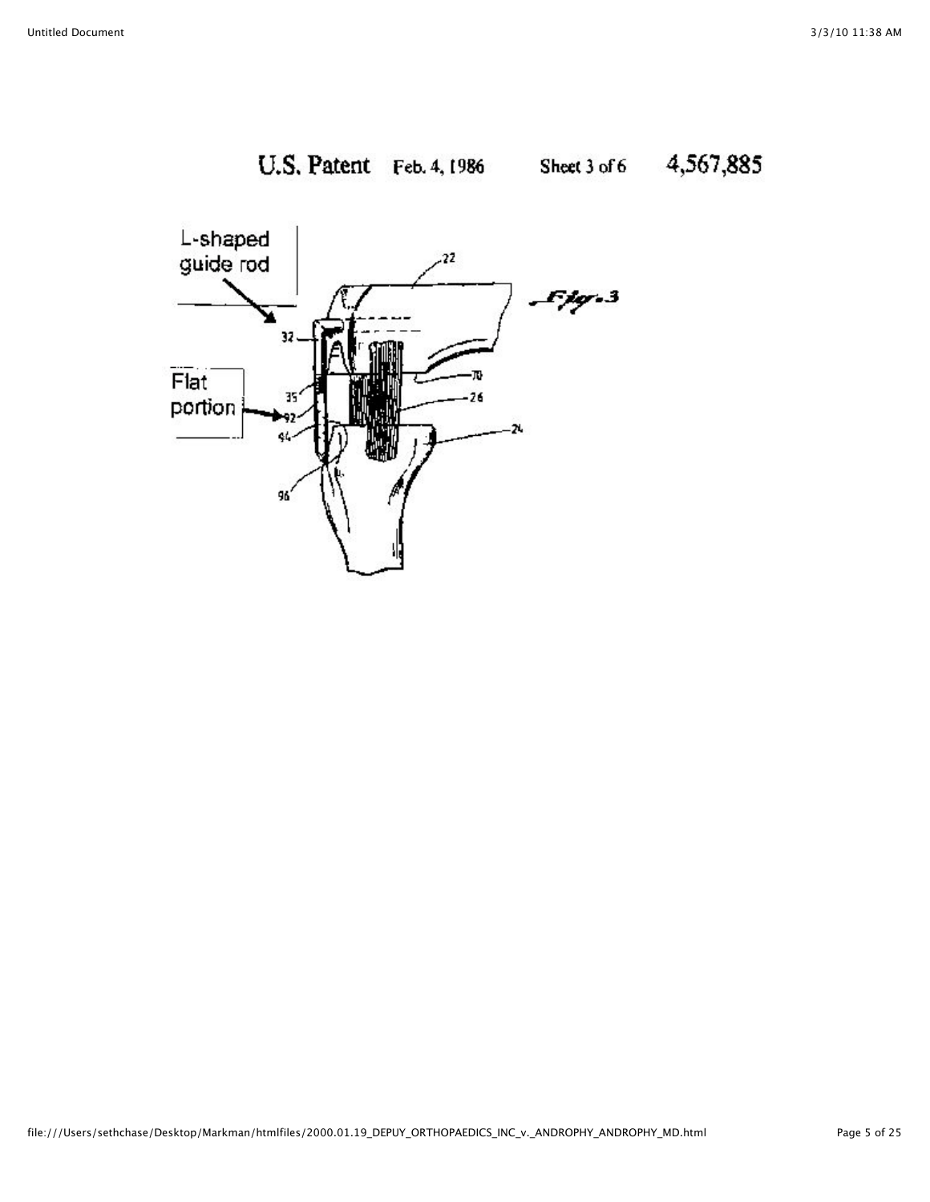U.S. Patent Feb. 4, 1986 Sheet 3 of 6 4,567,885

L-shaped guide rod

Flat portion

22

Fig. 3

32

70

35

26

92

94

24

96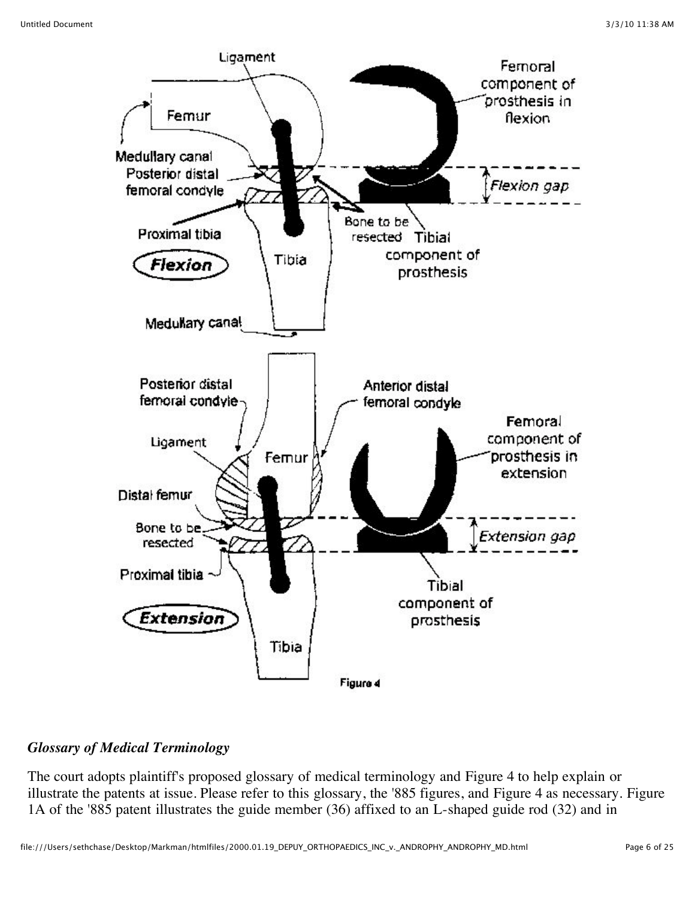Figure 4

*Glossary of Medical Terminology*

The court adopts plaintiff's proposed glossary of medical terminology and Figure 4 to help explain or illustrate the patents at issue. Please refer to this glossary, the '885 figures, and Figure 4 as necessary. Figure 1A of the '885 patent illustrates the guide member (36) affixed to an L-shaped guide rod (32) and in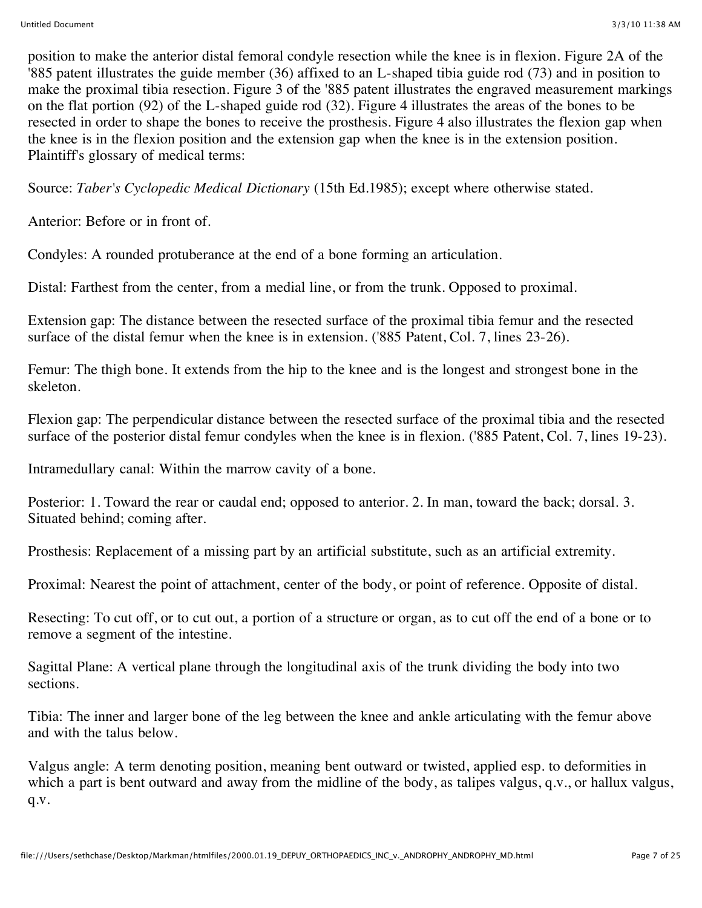position to make the anterior distal femoral condyle resection while the knee is in flexion. Figure 2A of the '885 patent illustrates the guide member (36) affixed to an L-shaped tibia guide rod (73) and in position to make the proximal tibia resection. Figure 3 of the '885 patent illustrates the engraved measurement markings on the flat portion (92) of the L-shaped guide rod (32). Figure 4 illustrates the areas of the bones to be resected in order to shape the bones to receive the prosthesis. Figure 4 also illustrates the flexion gap when the knee is in the flexion position and the extension gap when the knee is in the extension position. Plaintiff's glossary of medical terms:

Source: *Taber's Cyclopedic Medical Dictionary* (15th Ed.1985); except where otherwise stated.

Anterior: Before or in front of.

Condyles: A rounded protuberance at the end of a bone forming an articulation.

Distal: Farthest from the center, from a medial line, or from the trunk. Opposed to proximal.

Extension gap: The distance between the resected surface of the proximal tibia femur and the resected surface of the distal femur when the knee is in extension. ('885 Patent, Col. 7, lines 23-26).

Femur: The thigh bone. It extends from the hip to the knee and is the longest and strongest bone in the skeleton.

Flexion gap: The perpendicular distance between the resected surface of the proximal tibia and the resected surface of the posterior distal femur condyles when the knee is in flexion. ('885 Patent, Col. 7, lines 19-23).

Intramedullary canal: Within the marrow cavity of a bone.

Posterior: 1. Toward the rear or caudal end; opposed to anterior. 2. In man, toward the back; dorsal. 3. Situated behind; coming after.

Prosthesis: Replacement of a missing part by an artificial substitute, such as an artificial extremity.

Proximal: Nearest the point of attachment, center of the body, or point of reference. Opposite of distal.

Resecting: To cut off, or to cut out, a portion of a structure or organ, as to cut off the end of a bone or to remove a segment of the intestine.

Sagittal Plane: A vertical plane through the longitudinal axis of the trunk dividing the body into two sections.

Tibia: The inner and larger bone of the leg between the knee and ankle articulating with the femur above and with the talus below.

Valgus angle: A term denoting position, meaning bent outward or twisted, applied esp. to deformities in which a part is bent outward and away from the midline of the body, as talipes valgus, q.v., or hallux valgus, q.v.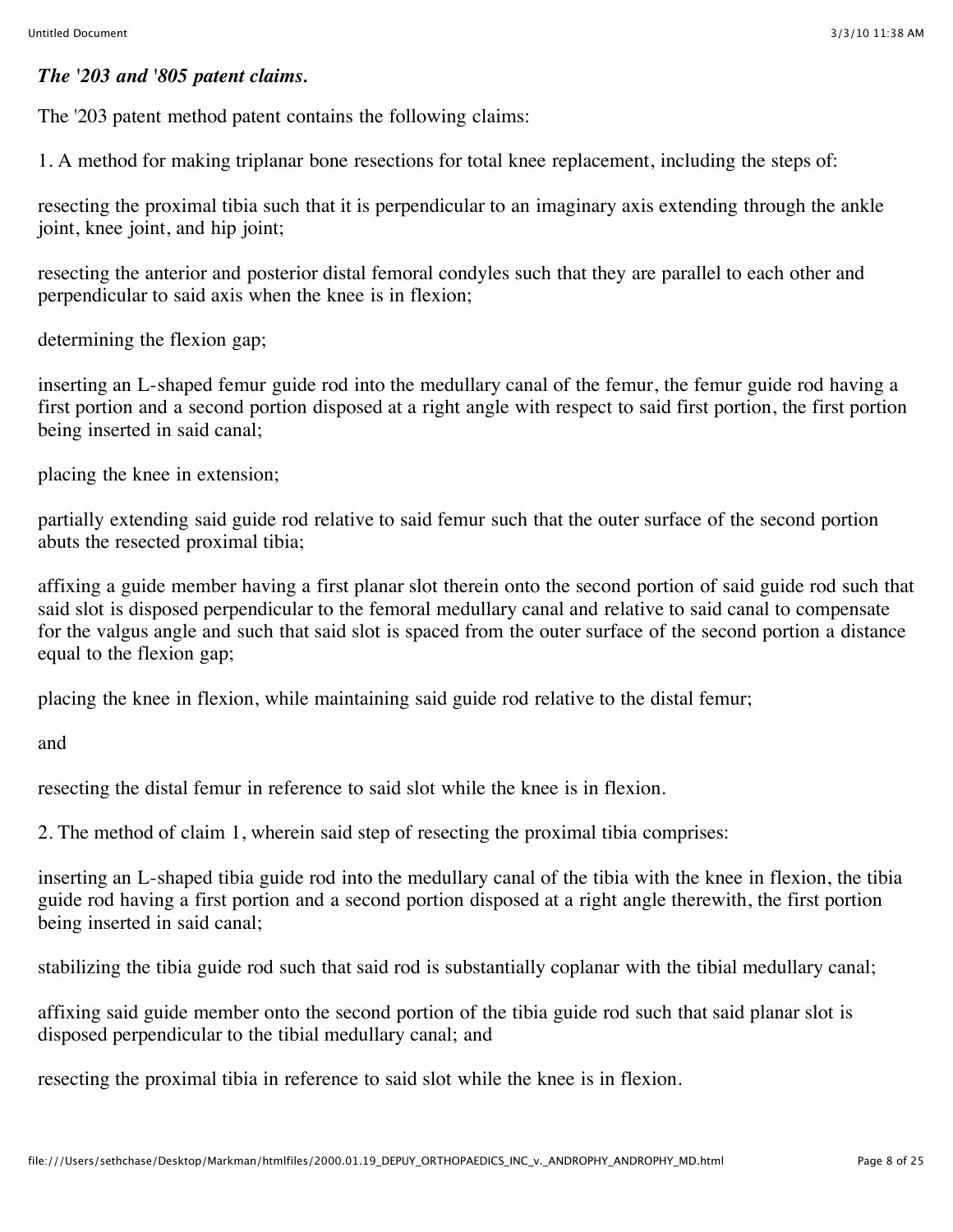***The '203 and '805 patent claims.***

The '203 patent method patent contains the following claims:

1. A method for making triplanar bone resections for total knee replacement, including the steps of:

resecting the proximal tibia such that it is perpendicular to an imaginary axis extending through the ankle joint, knee joint, and hip joint;

resecting the anterior and posterior distal femoral condyles such that they are parallel to each other and perpendicular to said axis when the knee is in flexion;

determining the flexion gap;

inserting an L-shaped femur guide rod into the medullary canal of the femur, the femur guide rod having a first portion and a second portion disposed at a right angle with respect to said first portion, the first portion being inserted in said canal;

placing the knee in extension;

partially extending said guide rod relative to said femur such that the outer surface of the second portion abuts the resected proximal tibia;

affixing a guide member having a first planar slot therein onto the second portion of said guide rod such that said slot is disposed perpendicular to the femoral medullary canal and relative to said canal to compensate for the valgus angle and such that said slot is spaced from the outer surface of the second portion a distance equal to the flexion gap;

placing the knee in flexion, while maintaining said guide rod relative to the distal femur;

and

resecting the distal femur in reference to said slot while the knee is in flexion.

2. The method of claim 1, wherein said step of resecting the proximal tibia comprises:

inserting an L-shaped tibia guide rod into the medullary canal of the tibia with the knee in flexion, the tibia guide rod having a first portion and a second portion disposed at a right angle therewith, the first portion being inserted in said canal;

stabilizing the tibia guide rod such that said rod is substantially coplanar with the tibial medullary canal;

affixing said guide member onto the second portion of the tibia guide rod such that said planar slot is disposed perpendicular to the tibial medullary canal; and

resecting the proximal tibia in reference to said slot while the knee is in flexion.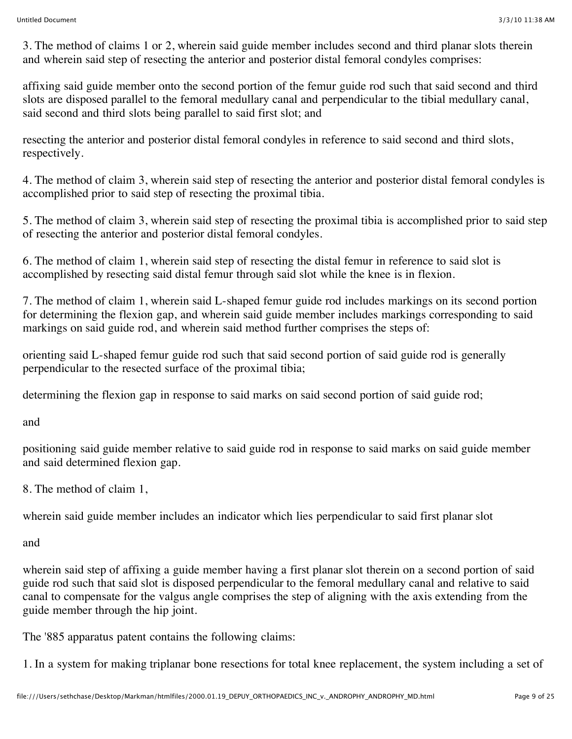3. The method of claims 1 or 2, wherein said guide member includes second and third planar slots therein and wherein said step of resecting the anterior and posterior distal femoral condyles comprises:

affixing said guide member onto the second portion of the femur guide rod such that said second and third slots are disposed parallel to the femoral medullary canal and perpendicular to the tibial medullary canal, said second and third slots being parallel to said first slot; and

resecting the anterior and posterior distal femoral condyles in reference to said second and third slots, respectively.

4. The method of claim 3, wherein said step of resecting the anterior and posterior distal femoral condyles is accomplished prior to said step of resecting the proximal tibia.

5. The method of claim 3, wherein said step of resecting the proximal tibia is accomplished prior to said step of resecting the anterior and posterior distal femoral condyles.

6. The method of claim 1, wherein said step of resecting the distal femur in reference to said slot is accomplished by resecting said distal femur through said slot while the knee is in flexion.

7. The method of claim 1, wherein said L-shaped femur guide rod includes markings on its second portion for determining the flexion gap, and wherein said guide member includes markings corresponding to said markings on said guide rod, and wherein said method further comprises the steps of:

orienting said L-shaped femur guide rod such that said second portion of said guide rod is generally perpendicular to the resected surface of the proximal tibia;

determining the flexion gap in response to said marks on said second portion of said guide rod;

and

positioning said guide member relative to said guide rod in response to said marks on said guide member and said determined flexion gap.

8. The method of claim 1,

wherein said guide member includes an indicator which lies perpendicular to said first planar slot

and

wherein said step of affixing a guide member having a first planar slot therein on a second portion of said guide rod such that said slot is disposed perpendicular to the femoral medullary canal and relative to said canal to compensate for the valgus angle comprises the step of aligning with the axis extending from the guide member through the hip joint.

The '885 apparatus patent contains the following claims:

1. In a system for making triplanar bone resections for total knee replacement, the system including a set of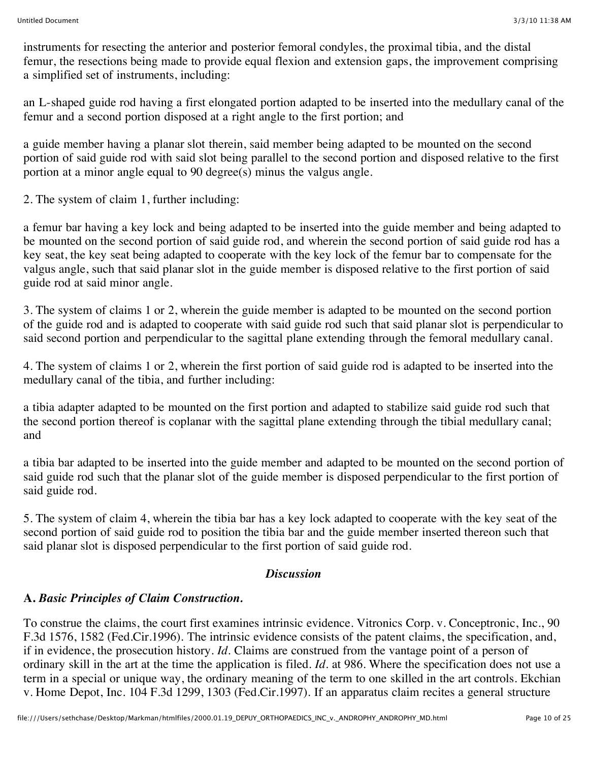instruments for resecting the anterior and posterior femoral condyles, the proximal tibia, and the distal femur, the resections being made to provide equal flexion and extension gaps, the improvement comprising a simplified set of instruments, including:

an L-shaped guide rod having a first elongated portion adapted to be inserted into the medullary canal of the femur and a second portion disposed at a right angle to the first portion; and

a guide member having a planar slot therein, said member being adapted to be mounted on the second portion of said guide rod with said slot being parallel to the second portion and disposed relative to the first portion at a minor angle equal to 90 degree(s) minus the valgus angle.

2. The system of claim 1, further including:

a femur bar having a key lock and being adapted to be inserted into the guide member and being adapted to be mounted on the second portion of said guide rod, and wherein the second portion of said guide rod has a key seat, the key seat being adapted to cooperate with the key lock of the femur bar to compensate for the valgus angle, such that said planar slot in the guide member is disposed relative to the first portion of said guide rod at said minor angle.

3. The system of claims 1 or 2, wherein the guide member is adapted to be mounted on the second portion of the guide rod and is adapted to cooperate with said guide rod such that said planar slot is perpendicular to said second portion and perpendicular to the sagittal plane extending through the femoral medullary canal.

4. The system of claims 1 or 2, wherein the first portion of said guide rod is adapted to be inserted into the medullary canal of the tibia, and further including:

a tibia adapter adapted to be mounted on the first portion and adapted to stabilize said guide rod such that the second portion thereof is coplanar with the sagittal plane extending through the tibial medullary canal; and

a tibia bar adapted to be inserted into the guide member and adapted to be mounted on the second portion of said guide rod such that the planar slot of the guide member is disposed perpendicular to the first portion of said guide rod.

5. The system of claim 4, wherein the tibia bar has a key lock adapted to cooperate with the key seat of the second portion of said guide rod to position the tibia bar and the guide member inserted thereon such that said planar slot is disposed perpendicular to the first portion of said guide rod.

## *Discussion*

### A. *Basic Principles of Claim Construction.*

To construe the claims, the court first examines intrinsic evidence. Vitronics Corp. v. Conceptronic, Inc., 90 F.3d 1576, 1582 (Fed.Cir.1996). The intrinsic evidence consists of the patent claims, the specification, and, if in evidence, the prosecution history. *Id*. Claims are construed from the vantage point of a person of ordinary skill in the art at the time the application is filed. *Id*. at 986. Where the specification does not use a term in a special or unique way, the ordinary meaning of the term to one skilled in the art controls. Ekchian v. Home Depot, Inc. 104 F.3d 1299, 1303 (Fed.Cir.1997). If an apparatus claim recites a general structure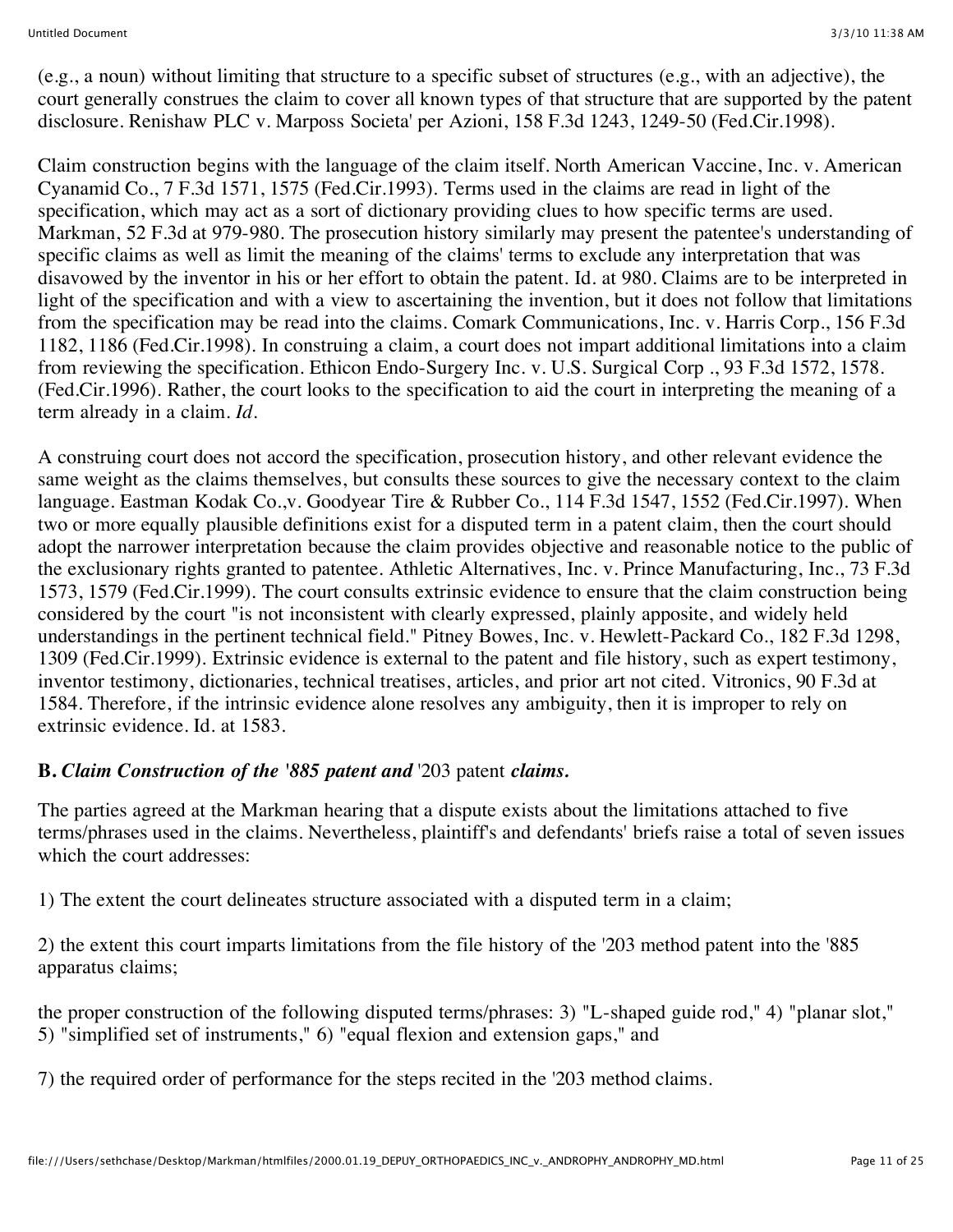(e.g., a noun) without limiting that structure to a specific subset of structures (e.g., with an adjective), the court generally construes the claim to cover all known types of that structure that are supported by the patent disclosure. Renishaw PLC v. Marposs Societa' per Azioni, 158 F.3d 1243, 1249-50 (Fed.Cir.1998).

Claim construction begins with the language of the claim itself. North American Vaccine, Inc. v. American Cyanamid Co., 7 F.3d 1571, 1575 (Fed.Cir.1993). Terms used in the claims are read in light of the specification, which may act as a sort of dictionary providing clues to how specific terms are used. Markman, 52 F.3d at 979-980. The prosecution history similarly may present the patentee's understanding of specific claims as well as limit the meaning of the claims' terms to exclude any interpretation that was disavowed by the inventor in his or her effort to obtain the patent. Id. at 980. Claims are to be interpreted in light of the specification and with a view to ascertaining the invention, but it does not follow that limitations from the specification may be read into the claims. Comark Communications, Inc. v. Harris Corp., 156 F.3d 1182, 1186 (Fed.Cir.1998). In construing a claim, a court does not impart additional limitations into a claim from reviewing the specification. Ethicon Endo-Surgery Inc. v. U.S. Surgical Corp ., 93 F.3d 1572, 1578. (Fed.Cir.1996). Rather, the court looks to the specification to aid the court in interpreting the meaning of a term already in a claim. *Id*.

A construing court does not accord the specification, prosecution history, and other relevant evidence the same weight as the claims themselves, but consults these sources to give the necessary context to the claim language. Eastman Kodak Co.,v. Goodyear Tire & Rubber Co., 114 F.3d 1547, 1552 (Fed.Cir.1997). When two or more equally plausible definitions exist for a disputed term in a patent claim, then the court should adopt the narrower interpretation because the claim provides objective and reasonable notice to the public of the exclusionary rights granted to patentee. Athletic Alternatives, Inc. v. Prince Manufacturing, Inc., 73 F.3d 1573, 1579 (Fed.Cir.1999). The court consults extrinsic evidence to ensure that the claim construction being considered by the court "is not inconsistent with clearly expressed, plainly apposite, and widely held understandings in the pertinent technical field." Pitney Bowes, Inc. v. Hewlett-Packard Co., 182 F.3d 1298, 1309 (Fed.Cir.1999). Extrinsic evidence is external to the patent and file history, such as expert testimony, inventor testimony, dictionaries, technical treatises, articles, and prior art not cited. Vitronics, 90 F.3d at 1584. Therefore, if the intrinsic evidence alone resolves any ambiguity, then it is improper to rely on extrinsic evidence. Id. at 1583.

**B.** ***Claim Construction of the '885 patent and*** **'203 patent** ***claims.***

The parties agreed at the Markman hearing that a dispute exists about the limitations attached to five terms/phrases used in the claims. Nevertheless, plaintiff's and defendants' briefs raise a total of seven issues which the court addresses:

1) The extent the court delineates structure associated with a disputed term in a claim;

2) the extent this court imparts limitations from the file history of the '203 method patent into the '885 apparatus claims;

the proper construction of the following disputed terms/phrases: 3) "L-shaped guide rod," 4) "planar slot," 5) "simplified set of instruments," 6) "equal flexion and extension gaps," and

7) the required order of performance for the steps recited in the '203 method claims.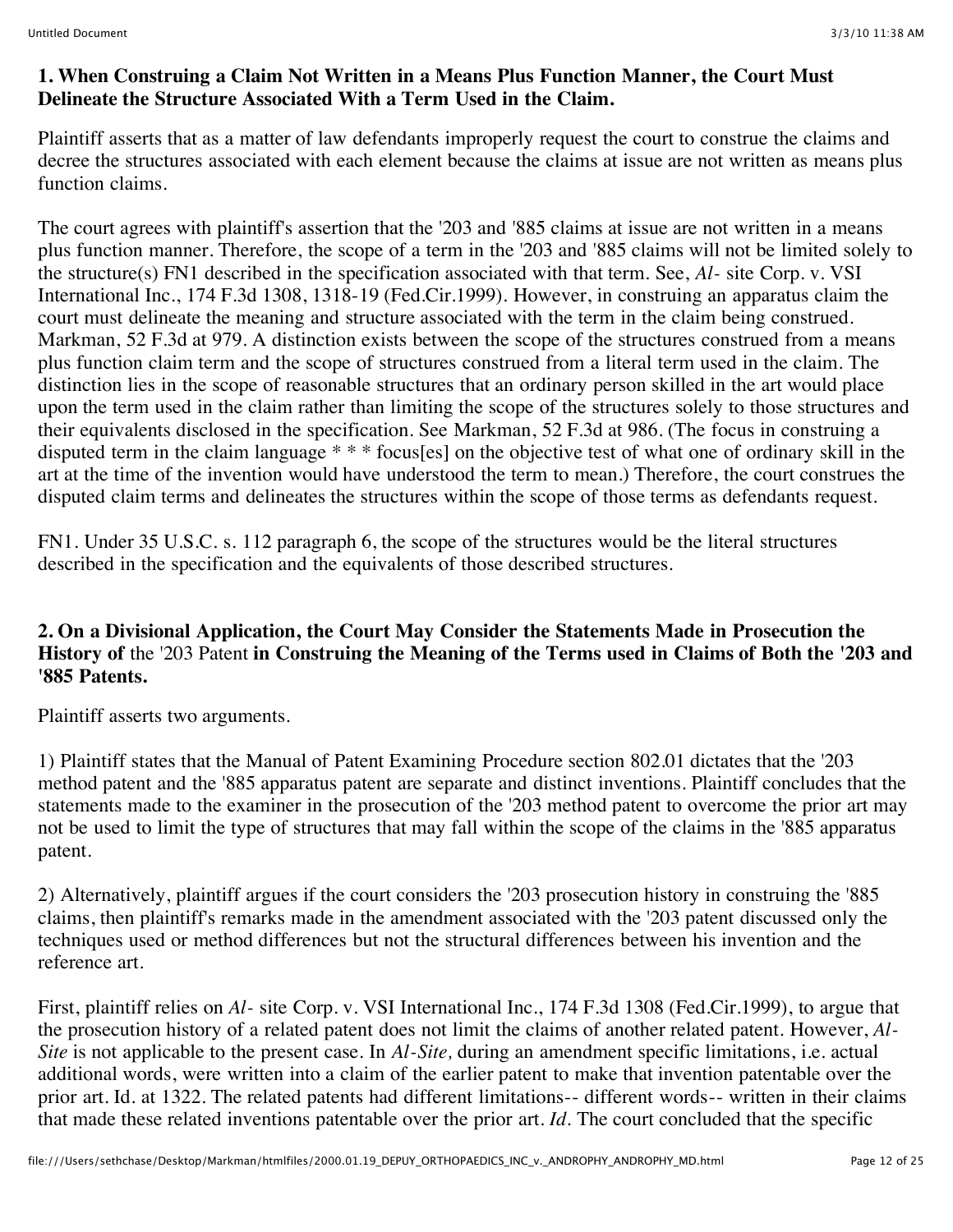**1. When Construing a Claim Not Written in a Means Plus Function Manner, the Court Must Delineate the Structure Associated With a Term Used in the Claim.**

Plaintiff asserts that as a matter of law defendants improperly request the court to construe the claims and decree the structures associated with each element because the claims at issue are not written as means plus function claims.

The court agrees with plaintiff's assertion that the '203 and '885 claims at issue are not written in a means plus function manner. Therefore, the scope of a term in the '203 and '885 claims will not be limited solely to the structure(s) FN1 described in the specification associated with that term. See, *Al-* site Corp. v. VSI International Inc., 174 F.3d 1308, 1318-19 (Fed.Cir.1999). However, in construing an apparatus claim the court must delineate the meaning and structure associated with the term in the claim being construed. Markman, 52 F.3d at 979. A distinction exists between the scope of the structures construed from a means plus function claim term and the scope of structures construed from a literal term used in the claim. The distinction lies in the scope of reasonable structures that an ordinary person skilled in the art would place upon the term used in the claim rather than limiting the scope of the structures solely to those structures and their equivalents disclosed in the specification. See Markman, 52 F.3d at 986. (The focus in construing a disputed term in the claim language * * * focus[es] on the objective test of what one of ordinary skill in the art at the time of the invention would have understood the term to mean.) Therefore, the court construes the disputed claim terms and delineates the structures within the scope of those terms as defendants request.

FN1. Under 35 U.S.C. s. 112 paragraph 6, the scope of the structures would be the literal structures described in the specification and the equivalents of those described structures.

**2. On a Divisional Application, the Court May Consider the Statements Made in Prosecution the History of** the '203 Patent **in Construing the Meaning of the Terms used in Claims of Both the '203 and '885 Patents.**

Plaintiff asserts two arguments.

1) Plaintiff states that the Manual of Patent Examining Procedure section 802.01 dictates that the '203 method patent and the '885 apparatus patent are separate and distinct inventions. Plaintiff concludes that the statements made to the examiner in the prosecution of the '203 method patent to overcome the prior art may not be used to limit the type of structures that may fall within the scope of the claims in the '885 apparatus patent.

2) Alternatively, plaintiff argues if the court considers the '203 prosecution history in construing the '885 claims, then plaintiff's remarks made in the amendment associated with the '203 patent discussed only the techniques used or method differences but not the structural differences between his invention and the reference art.

First, plaintiff relies on *Al-* site Corp. v. VSI International Inc., 174 F.3d 1308 (Fed.Cir.1999), to argue that the prosecution history of a related patent does not limit the claims of another related patent. However, *Al-Site* is not applicable to the present case. In *Al-Site,* during an amendment specific limitations, i.e. actual additional words, were written into a claim of the earlier patent to make that invention patentable over the prior art. Id. at 1322. The related patents had different limitations-- different words-- written in their claims that made these related inventions patentable over the prior art. *Id*. The court concluded that the specific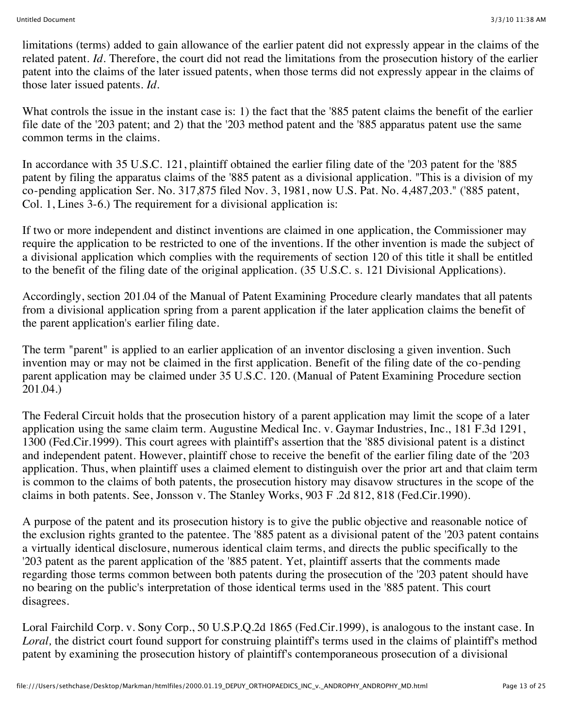limitations (terms) added to gain allowance of the earlier patent did not expressly appear in the claims of the related patent. *Id*. Therefore, the court did not read the limitations from the prosecution history of the earlier patent into the claims of the later issued patents, when those terms did not expressly appear in the claims of those later issued patents. *Id*.

What controls the issue in the instant case is: 1) the fact that the '885 patent claims the benefit of the earlier file date of the '203 patent; and 2) that the '203 method patent and the '885 apparatus patent use the same common terms in the claims.

In accordance with 35 U.S.C. 121, plaintiff obtained the earlier filing date of the '203 patent for the '885 patent by filing the apparatus claims of the '885 patent as a divisional application. "This is a division of my co-pending application Ser. No. 317,875 filed Nov. 3, 1981, now U.S. Pat. No. 4,487,203." ('885 patent, Col. 1, Lines 3-6.) The requirement for a divisional application is:

If two or more independent and distinct inventions are claimed in one application, the Commissioner may require the application to be restricted to one of the inventions. If the other invention is made the subject of a divisional application which complies with the requirements of section 120 of this title it shall be entitled to the benefit of the filing date of the original application. (35 U.S.C. s. 121 Divisional Applications).

Accordingly, section 201.04 of the Manual of Patent Examining Procedure clearly mandates that all patents from a divisional application spring from a parent application if the later application claims the benefit of the parent application's earlier filing date.

The term "parent" is applied to an earlier application of an inventor disclosing a given invention. Such invention may or may not be claimed in the first application. Benefit of the filing date of the co-pending parent application may be claimed under 35 U.S.C. 120. (Manual of Patent Examining Procedure section 201.04.)

The Federal Circuit holds that the prosecution history of a parent application may limit the scope of a later application using the same claim term. Augustine Medical Inc. v. Gaymar Industries, Inc., 181 F.3d 1291, 1300 (Fed.Cir.1999). This court agrees with plaintiff's assertion that the '885 divisional patent is a distinct and independent patent. However, plaintiff chose to receive the benefit of the earlier filing date of the '203 application. Thus, when plaintiff uses a claimed element to distinguish over the prior art and that claim term is common to the claims of both patents, the prosecution history may disavow structures in the scope of the claims in both patents. See, Jonsson v. The Stanley Works, 903 F .2d 812, 818 (Fed.Cir.1990).

A purpose of the patent and its prosecution history is to give the public objective and reasonable notice of the exclusion rights granted to the patentee. The '885 patent as a divisional patent of the '203 patent contains a virtually identical disclosure, numerous identical claim terms, and directs the public specifically to the '203 patent as the parent application of the '885 patent. Yet, plaintiff asserts that the comments made regarding those terms common between both patents during the prosecution of the '203 patent should have no bearing on the public's interpretation of those identical terms used in the '885 patent. This court disagrees.

Loral Fairchild Corp. v. Sony Corp., 50 U.S.P.Q.2d 1865 (Fed.Cir.1999), is analogous to the instant case. In *Loral,* the district court found support for construing plaintiff's terms used in the claims of plaintiff's method patent by examining the prosecution history of plaintiff's contemporaneous prosecution of a divisional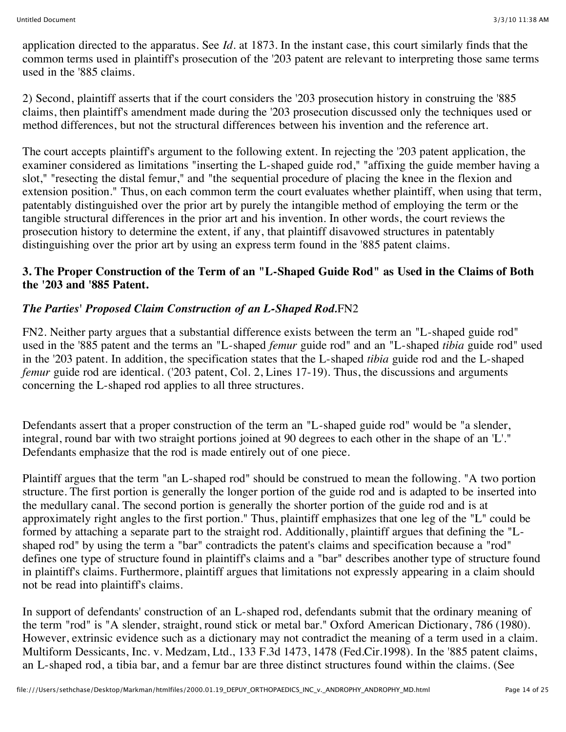application directed to the apparatus. See *Id.* at 1873. In the instant case, this court similarly finds that the common terms used in plaintiff's prosecution of the '203 patent are relevant to interpreting those same terms used in the '885 claims.

2) Second, plaintiff asserts that if the court considers the '203 prosecution history in construing the '885 claims, then plaintiff's amendment made during the '203 prosecution discussed only the techniques used or method differences, but not the structural differences between his invention and the reference art.

The court accepts plaintiff's argument to the following extent. In rejecting the '203 patent application, the examiner considered as limitations "inserting the L-shaped guide rod," "affixing the guide member having a slot," "resecting the distal femur," and "the sequential procedure of placing the knee in the flexion and extension position." Thus, on each common term the court evaluates whether plaintiff, when using that term, patentably distinguished over the prior art by purely the intangible method of employing the term or the tangible structural differences in the prior art and his invention. In other words, the court reviews the prosecution history to determine the extent, if any, that plaintiff disavowed structures in patentably distinguishing over the prior art by using an express term found in the '885 patent claims.

### 3. The Proper Construction of the Term of an "L-Shaped Guide Rod" as Used in the Claims of Both the '203 and '885 Patent.

***The Parties' Proposed Claim Construction of an L-Shaped Rod.***FN2

FN2. Neither party argues that a substantial difference exists between the term an "L-shaped guide rod" used in the '885 patent and the terms an "L-shaped *femur* guide rod" and an "L-shaped *tibia* guide rod" used in the '203 patent. In addition, the specification states that the L-shaped *tibia* guide rod and the L-shaped *femur* guide rod are identical. ('203 patent, Col. 2, Lines 17-19). Thus, the discussions and arguments concerning the L-shaped rod applies to all three structures.

Defendants assert that a proper construction of the term an "L-shaped guide rod" would be "a slender, integral, round bar with two straight portions joined at 90 degrees to each other in the shape of an 'L'." Defendants emphasize that the rod is made entirely out of one piece.

Plaintiff argues that the term "an L-shaped rod" should be construed to mean the following. "A two portion structure. The first portion is generally the longer portion of the guide rod and is adapted to be inserted into the medullary canal. The second portion is generally the shorter portion of the guide rod and is at approximately right angles to the first portion." Thus, plaintiff emphasizes that one leg of the "L" could be formed by attaching a separate part to the straight rod. Additionally, plaintiff argues that defining the "L-shaped rod" by using the term a "bar" contradicts the patent's claims and specification because a "rod" defines one type of structure found in plaintiff's claims and a "bar" describes another type of structure found in plaintiff's claims. Furthermore, plaintiff argues that limitations not expressly appearing in a claim should not be read into plaintiff's claims.

In support of defendants' construction of an L-shaped rod, defendants submit that the ordinary meaning of the term "rod" is "A slender, straight, round stick or metal bar." Oxford American Dictionary, 786 (1980). However, extrinsic evidence such as a dictionary may not contradict the meaning of a term used in a claim. Multiform Dessicants, Inc. v. Medzam, Ltd., 133 F.3d 1473, 1478 (Fed.Cir.1998). In the '885 patent claims, an L-shaped rod, a tibia bar, and a femur bar are three distinct structures found within the claims. (See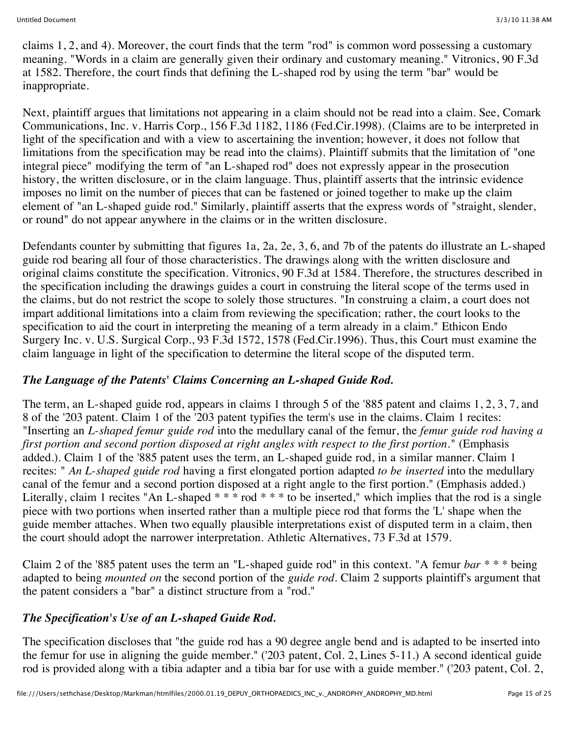claims 1, 2, and 4). Moreover, the court finds that the term "rod" is common word possessing a customary meaning. "Words in a claim are generally given their ordinary and customary meaning." Vitronics, 90 F.3d at 1582. Therefore, the court finds that defining the L-shaped rod by using the term "bar" would be inappropriate.

Next, plaintiff argues that limitations not appearing in a claim should not be read into a claim. See, Comark Communications, Inc. v. Harris Corp., 156 F.3d 1182, 1186 (Fed.Cir.1998). (Claims are to be interpreted in light of the specification and with a view to ascertaining the invention; however, it does not follow that limitations from the specification may be read into the claims). Plaintiff submits that the limitation of "one integral piece" modifying the term of "an L-shaped rod" does not expressly appear in the prosecution history, the written disclosure, or in the claim language. Thus, plaintiff asserts that the intrinsic evidence imposes no limit on the number of pieces that can be fastened or joined together to make up the claim element of "an L-shaped guide rod." Similarly, plaintiff asserts that the express words of "straight, slender, or round" do not appear anywhere in the claims or in the written disclosure.

Defendants counter by submitting that figures 1a, 2a, 2e, 3, 6, and 7b of the patents do illustrate an L-shaped guide rod bearing all four of those characteristics. The drawings along with the written disclosure and original claims constitute the specification. Vitronics, 90 F.3d at 1584. Therefore, the structures described in the specification including the drawings guides a court in construing the literal scope of the terms used in the claims, but do not restrict the scope to solely those structures. "In construing a claim, a court does not impart additional limitations into a claim from reviewing the specification; rather, the court looks to the specification to aid the court in interpreting the meaning of a term already in a claim." Ethicon Endo Surgery Inc. v. U.S. Surgical Corp., 93 F.3d 1572, 1578 (Fed.Cir.1996). Thus, this Court must examine the claim language in light of the specification to determine the literal scope of the disputed term.

***The Language of the Patents' Claims Concerning an L-shaped Guide Rod.***

The term, an L-shaped guide rod, appears in claims 1 through 5 of the '885 patent and claims 1, 2, 3, 7, and 8 of the '203 patent. Claim 1 of the '203 patent typifies the term's use in the claims. Claim 1 recites: "Inserting an *L-shaped femur guide rod* into the medullary canal of the femur, the *femur guide rod having a first portion and second portion disposed at right angles with respect to the first portion*." (Emphasis added.). Claim 1 of the '885 patent uses the term, an L-shaped guide rod, in a similar manner. Claim 1 recites: " *An L-shaped guide rod* having a first elongated portion adapted *to be inserted* into the medullary canal of the femur and a second portion disposed at a right angle to the first portion." (Emphasis added.) Literally, claim 1 recites "An L-shaped * * * rod * * * to be inserted," which implies that the rod is a single piece with two portions when inserted rather than a multiple piece rod that forms the 'L' shape when the guide member attaches. When two equally plausible interpretations exist of disputed term in a claim, then the court should adopt the narrower interpretation. Athletic Alternatives, 73 F.3d at 1579.

Claim 2 of the '885 patent uses the term an "L-shaped guide rod" in this context. "A femur *bar* * * * being adapted to being *mounted on* the second portion of the *guide rod*. Claim 2 supports plaintiff's argument that the patent considers a "bar" a distinct structure from a "rod."

***The Specification's Use of an L-shaped Guide Rod.***

The specification discloses that "the guide rod has a 90 degree angle bend and is adapted to be inserted into the femur for use in aligning the guide member." ('203 patent, Col. 2, Lines 5-11.) A second identical guide rod is provided along with a tibia adapter and a tibia bar for use with a guide member." ('203 patent, Col. 2,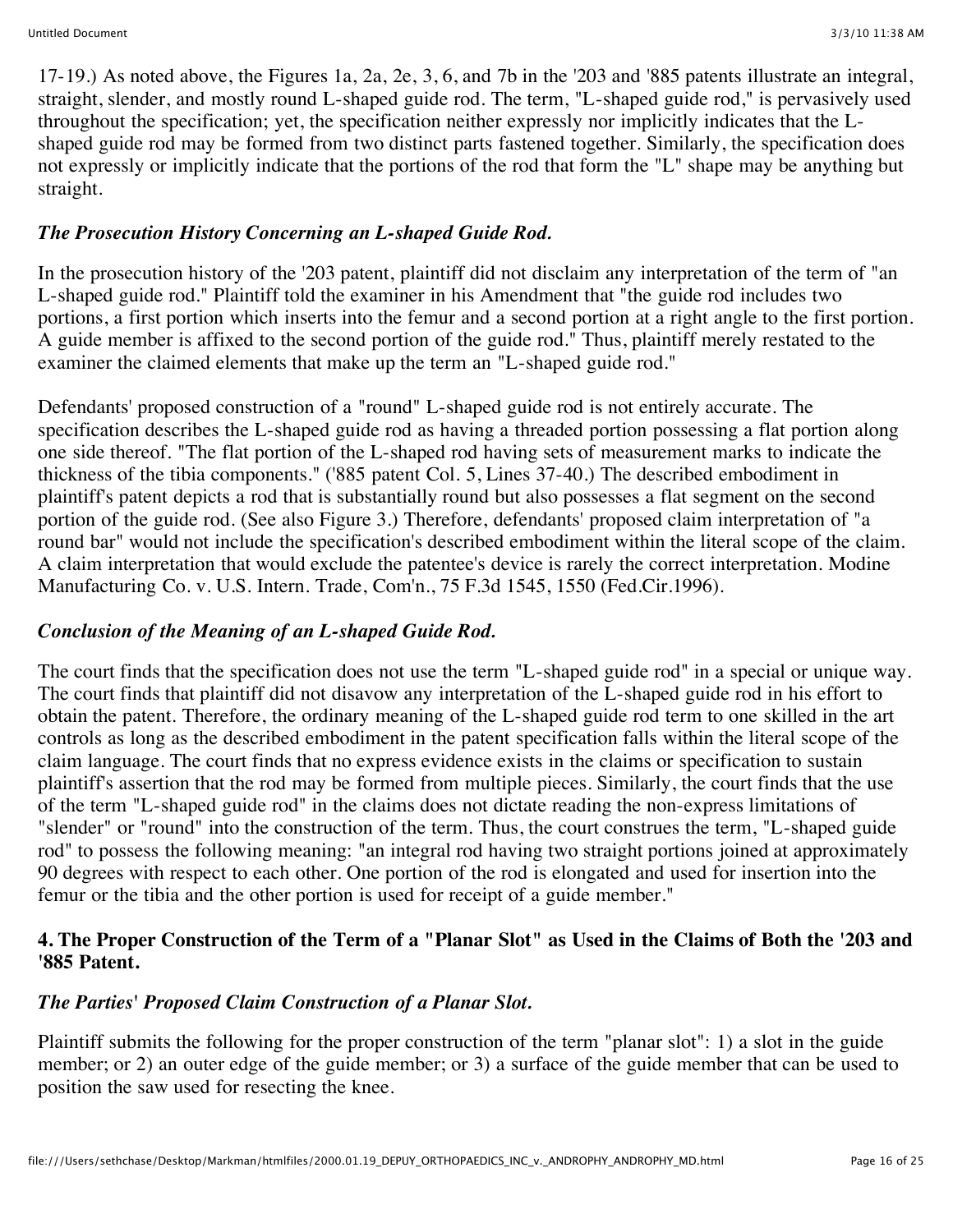17-19.) As noted above, the Figures 1a, 2a, 2e, 3, 6, and 7b in the '203 and '885 patents illustrate an integral, straight, slender, and mostly round L-shaped guide rod. The term, "L-shaped guide rod," is pervasively used throughout the specification; yet, the specification neither expressly nor implicitly indicates that the L-shaped guide rod may be formed from two distinct parts fastened together. Similarly, the specification does not expressly or implicitly indicate that the portions of the rod that form the "L" shape may be anything but straight.

*The Prosecution History Concerning an L-shaped Guide Rod.*

In the prosecution history of the '203 patent, plaintiff did not disclaim any interpretation of the term of "an L-shaped guide rod." Plaintiff told the examiner in his Amendment that "the guide rod includes two portions, a first portion which inserts into the femur and a second portion at a right angle to the first portion. A guide member is affixed to the second portion of the guide rod." Thus, plaintiff merely restated to the examiner the claimed elements that make up the term an "L-shaped guide rod."

Defendants' proposed construction of a "round" L-shaped guide rod is not entirely accurate. The specification describes the L-shaped guide rod as having a threaded portion possessing a flat portion along one side thereof. "The flat portion of the L-shaped rod having sets of measurement marks to indicate the thickness of the tibia components." ('885 patent Col. 5, Lines 37-40.) The described embodiment in plaintiff's patent depicts a rod that is substantially round but also possesses a flat segment on the second portion of the guide rod. (See also Figure 3.) Therefore, defendants' proposed claim interpretation of "a round bar" would not include the specification's described embodiment within the literal scope of the claim. A claim interpretation that would exclude the patentee's device is rarely the correct interpretation. Modine Manufacturing Co. v. U.S. Intern. Trade, Com'n., 75 F.3d 1545, 1550 (Fed.Cir.1996).

*Conclusion of the Meaning of an L-shaped Guide Rod.*

The court finds that the specification does not use the term "L-shaped guide rod" in a special or unique way. The court finds that plaintiff did not disavow any interpretation of the L-shaped guide rod in his effort to obtain the patent. Therefore, the ordinary meaning of the L-shaped guide rod term to one skilled in the art controls as long as the described embodiment in the patent specification falls within the literal scope of the claim language. The court finds that no express evidence exists in the claims or specification to sustain plaintiff's assertion that the rod may be formed from multiple pieces. Similarly, the court finds that the use of the term "L-shaped guide rod" in the claims does not dictate reading the non-express limitations of "slender" or "round" into the construction of the term. Thus, the court construes the term, "L-shaped guide rod" to possess the following meaning: "an integral rod having two straight portions joined at approximately 90 degrees with respect to each other. One portion of the rod is elongated and used for insertion into the femur or the tibia and the other portion is used for receipt of a guide member."

**4. The Proper Construction of the Term of a "Planar Slot" as Used in the Claims of Both the '203 and '885 Patent.**

*The Parties' Proposed Claim Construction of a Planar Slot.*

Plaintiff submits the following for the proper construction of the term "planar slot": 1) a slot in the guide member; or 2) an outer edge of the guide member; or 3) a surface of the guide member that can be used to position the saw used for resecting the knee.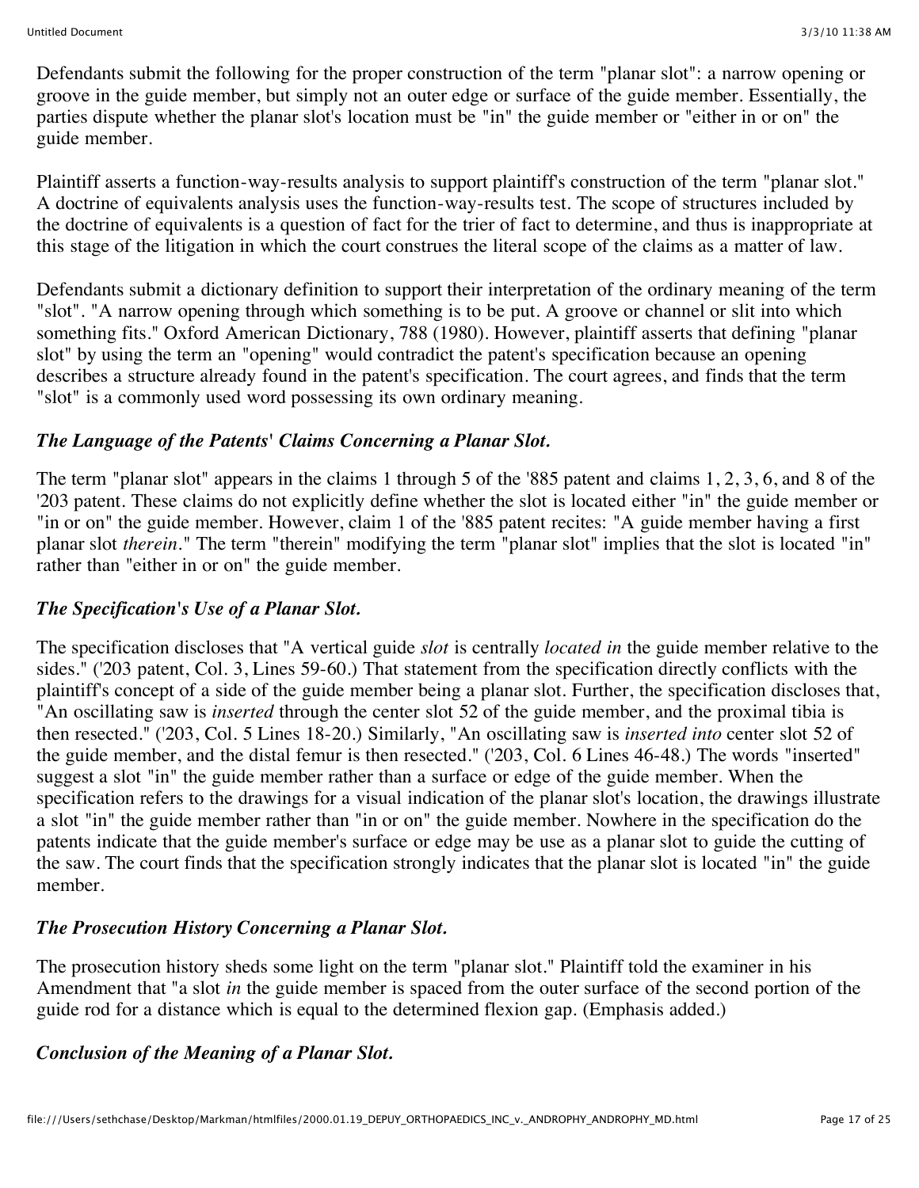Defendants submit the following for the proper construction of the term "planar slot": a narrow opening or groove in the guide member, but simply not an outer edge or surface of the guide member. Essentially, the parties dispute whether the planar slot's location must be "in" the guide member or "either in or on" the guide member.

Plaintiff asserts a function-way-results analysis to support plaintiff's construction of the term "planar slot." A doctrine of equivalents analysis uses the function-way-results test. The scope of structures included by the doctrine of equivalents is a question of fact for the trier of fact to determine, and thus is inappropriate at this stage of the litigation in which the court construes the literal scope of the claims as a matter of law.

Defendants submit a dictionary definition to support their interpretation of the ordinary meaning of the term "slot". "A narrow opening through which something is to be put. A groove or channel or slit into which something fits." Oxford American Dictionary, 788 (1980). However, plaintiff asserts that defining "planar slot" by using the term an "opening" would contradict the patent's specification because an opening describes a structure already found in the patent's specification. The court agrees, and finds that the term "slot" is a commonly used word possessing its own ordinary meaning.

### *The Language of the Patents' Claims Concerning a Planar Slot.*

The term "planar slot" appears in the claims 1 through 5 of the '885 patent and claims 1, 2, 3, 6, and 8 of the '203 patent. These claims do not explicitly define whether the slot is located either "in" the guide member or "in or on" the guide member. However, claim 1 of the '885 patent recites: "A guide member having a first planar slot *therein*." The term "therein" modifying the term "planar slot" implies that the slot is located "in" rather than "either in or on" the guide member.

### *The Specification's Use of a Planar Slot.*

The specification discloses that "A vertical guide *slot* is centrally *located in* the guide member relative to the sides." ('203 patent, Col. 3, Lines 59-60.) That statement from the specification directly conflicts with the plaintiff's concept of a side of the guide member being a planar slot. Further, the specification discloses that, "An oscillating saw is *inserted* through the center slot 52 of the guide member, and the proximal tibia is then resected." ('203, Col. 5 Lines 18-20.) Similarly, "An oscillating saw is *inserted into* center slot 52 of the guide member, and the distal femur is then resected." ('203, Col. 6 Lines 46-48.) The words "inserted" suggest a slot "in" the guide member rather than a surface or edge of the guide member. When the specification refers to the drawings for a visual indication of the planar slot's location, the drawings illustrate a slot "in" the guide member rather than "in or on" the guide member. Nowhere in the specification do the patents indicate that the guide member's surface or edge may be use as a planar slot to guide the cutting of the saw. The court finds that the specification strongly indicates that the planar slot is located "in" the guide member.

### *The Prosecution History Concerning a Planar Slot.*

The prosecution history sheds some light on the term "planar slot." Plaintiff told the examiner in his Amendment that "a slot *in* the guide member is spaced from the outer surface of the second portion of the guide rod for a distance which is equal to the determined flexion gap. (Emphasis added.)

### *Conclusion of the Meaning of a Planar Slot.*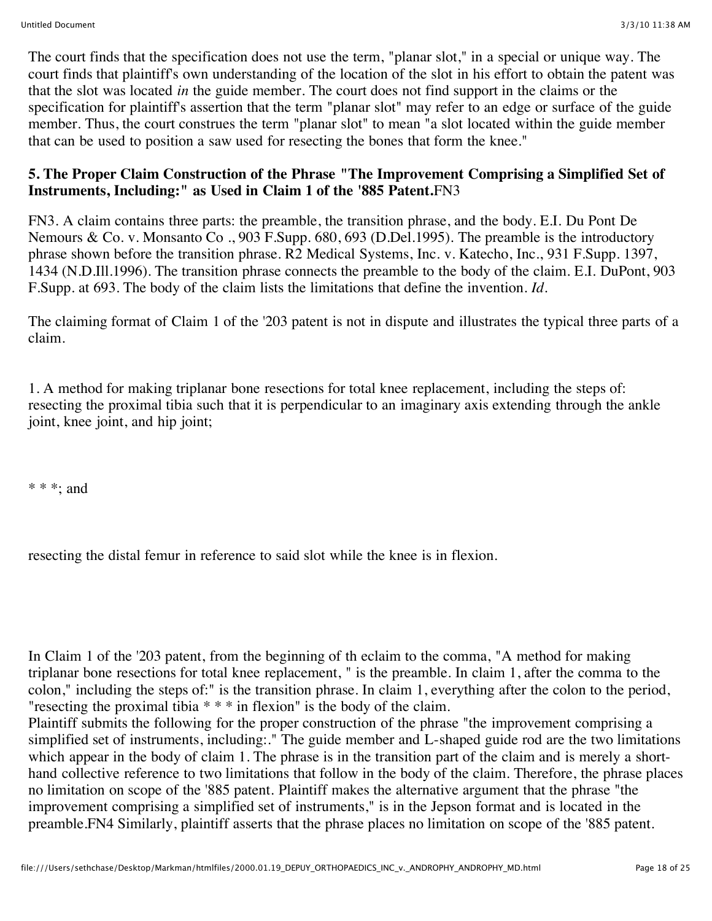The court finds that the specification does not use the term, "planar slot," in a special or unique way. The court finds that plaintiff's own understanding of the location of the slot in his effort to obtain the patent was that the slot was located *in* the guide member. The court does not find support in the claims or the specification for plaintiff's assertion that the term "planar slot" may refer to an edge or surface of the guide member. Thus, the court construes the term "planar slot" to mean "a slot located within the guide member that can be used to position a saw used for resecting the bones that form the knee."

**5. The Proper Claim Construction of the Phrase "The Improvement Comprising a Simplified Set of Instruments, Including:" as Used in Claim 1 of the '885 Patent.**FN3

FN3. A claim contains three parts: the preamble, the transition phrase, and the body. E.I. Du Pont De Nemours & Co. v. Monsanto Co ., 903 F.Supp. 680, 693 (D.Del.1995). The preamble is the introductory phrase shown before the transition phrase. R2 Medical Systems, Inc. v. Katecho, Inc., 931 F.Supp. 1397, 1434 (N.D.Ill.1996). The transition phrase connects the preamble to the body of the claim. E.I. DuPont, 903 F.Supp. at 693. The body of the claim lists the limitations that define the invention. *Id*.

The claiming format of Claim 1 of the '203 patent is not in dispute and illustrates the typical three parts of a claim.

1. A method for making triplanar bone resections for total knee replacement, including the steps of: resecting the proximal tibia such that it is perpendicular to an imaginary axis extending through the ankle joint, knee joint, and hip joint;

* * *; and

resecting the distal femur in reference to said slot while the knee is in flexion.

In Claim 1 of the '203 patent, from the beginning of th eclaim to the comma, "A method for making triplanar bone resections for total knee replacement, " is the preamble. In claim 1, after the comma to the colon," including the steps of:" is the transition phrase. In claim 1, everything after the colon to the period, "resecting the proximal tibia * * * in flexion" is the body of the claim.

Plaintiff submits the following for the proper construction of the phrase "the improvement comprising a simplified set of instruments, including:." The guide member and L-shaped guide rod are the two limitations which appear in the body of claim 1. The phrase is in the transition part of the claim and is merely a short-hand collective reference to two limitations that follow in the body of the claim. Therefore, the phrase places no limitation on scope of the '885 patent. Plaintiff makes the alternative argument that the phrase "the improvement comprising a simplified set of instruments," is in the Jepson format and is located in the preamble.FN4 Similarly, plaintiff asserts that the phrase places no limitation on scope of the '885 patent.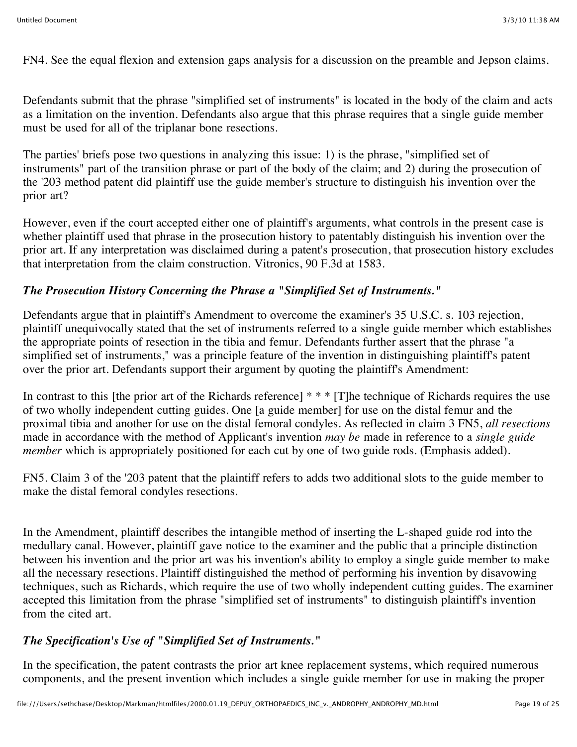FN4. See the equal flexion and extension gaps analysis for a discussion on the preamble and Jepson claims.

Defendants submit that the phrase "simplified set of instruments" is located in the body of the claim and acts as a limitation on the invention. Defendants also argue that this phrase requires that a single guide member must be used for all of the triplanar bone resections.

The parties' briefs pose two questions in analyzing this issue: 1) is the phrase, "simplified set of instruments" part of the transition phrase or part of the body of the claim; and 2) during the prosecution of the '203 method patent did plaintiff use the guide member's structure to distinguish his invention over the prior art?

However, even if the court accepted either one of plaintiff's arguments, what controls in the present case is whether plaintiff used that phrase in the prosecution history to patentably distinguish his invention over the prior art. If any interpretation was disclaimed during a patent's prosecution, that prosecution history excludes that interpretation from the claim construction. Vitronics, 90 F.3d at 1583.

### *The Prosecution History Concerning the Phrase a "Simplified Set of Instruments."*

Defendants argue that in plaintiff's Amendment to overcome the examiner's 35 U.S.C. s. 103 rejection, plaintiff unequivocally stated that the set of instruments referred to a single guide member which establishes the appropriate points of resection in the tibia and femur. Defendants further assert that the phrase "a simplified set of instruments," was a principle feature of the invention in distinguishing plaintiff's patent over the prior art. Defendants support their argument by quoting the plaintiff's Amendment:

In contrast to this [the prior art of the Richards reference] * * * [T]he technique of Richards requires the use of two wholly independent cutting guides. One [a guide member] for use on the distal femur and the proximal tibia and another for use on the distal femoral condyles. As reflected in claim 3 FN5, *all resections* made in accordance with the method of Applicant's invention *may be* made in reference to a *single guide member* which is appropriately positioned for each cut by one of two guide rods. (Emphasis added).

FN5. Claim 3 of the '203 patent that the plaintiff refers to adds two additional slots to the guide member to make the distal femoral condyles resections.

In the Amendment, plaintiff describes the intangible method of inserting the L-shaped guide rod into the medullary canal. However, plaintiff gave notice to the examiner and the public that a principle distinction between his invention and the prior art was his invention's ability to employ a single guide member to make all the necessary resections. Plaintiff distinguished the method of performing his invention by disavowing techniques, such as Richards, which require the use of two wholly independent cutting guides. The examiner accepted this limitation from the phrase "simplified set of instruments" to distinguish plaintiff's invention from the cited art.

### *The Specification's Use of "Simplified Set of Instruments."*

In the specification, the patent contrasts the prior art knee replacement systems, which required numerous components, and the present invention which includes a single guide member for use in making the proper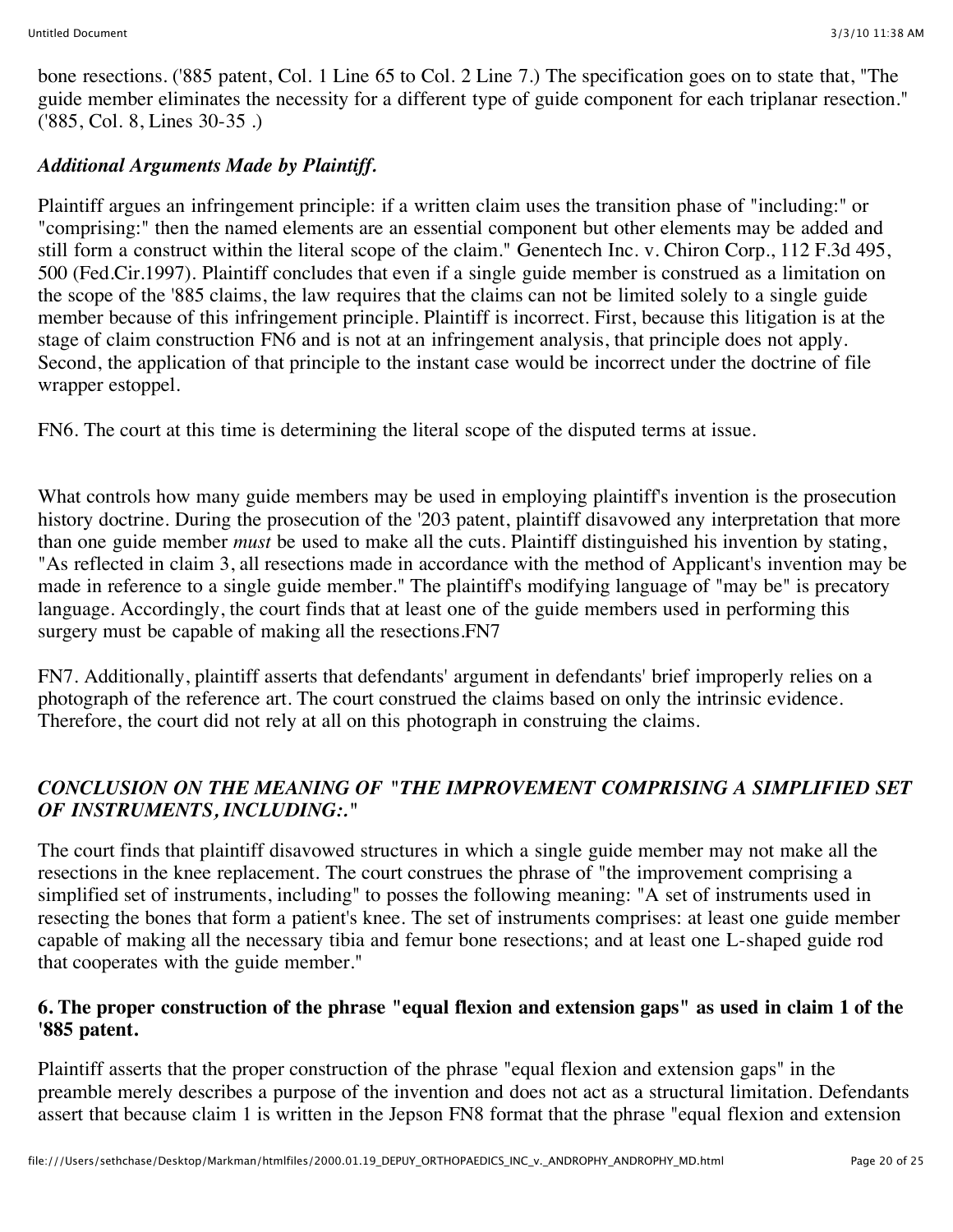bone resections. ('885 patent, Col. 1 Line 65 to Col. 2 Line 7.) The specification goes on to state that, "The guide member eliminates the necessity for a different type of guide component for each triplanar resection." ('885, Col. 8, Lines 30-35 .)

***Additional Arguments Made by Plaintiff.***

Plaintiff argues an infringement principle: if a written claim uses the transition phase of "including:" or "comprising:" then the named elements are an essential component but other elements may be added and still form a construct within the literal scope of the claim." Genentech Inc. v. Chiron Corp., 112 F.3d 495, 500 (Fed.Cir.1997). Plaintiff concludes that even if a single guide member is construed as a limitation on the scope of the '885 claims, the law requires that the claims can not be limited solely to a single guide member because of this infringement principle. Plaintiff is incorrect. First, because this litigation is at the stage of claim construction FN6 and is not at an infringement analysis, that principle does not apply. Second, the application of that principle to the instant case would be incorrect under the doctrine of file wrapper estoppel.

FN6. The court at this time is determining the literal scope of the disputed terms at issue.

What controls how many guide members may be used in employing plaintiff's invention is the prosecution history doctrine. During the prosecution of the '203 patent, plaintiff disavowed any interpretation that more than one guide member *must* be used to make all the cuts. Plaintiff distinguished his invention by stating, "As reflected in claim 3, all resections made in accordance with the method of Applicant's invention may be made in reference to a single guide member." The plaintiff's modifying language of "may be" is precatory language. Accordingly, the court finds that at least one of the guide members used in performing this surgery must be capable of making all the resections.FN7

FN7. Additionally, plaintiff asserts that defendants' argument in defendants' brief improperly relies on a photograph of the reference art. The court construed the claims based on only the intrinsic evidence. Therefore, the court did not rely at all on this photograph in construing the claims.

***CONCLUSION ON THE MEANING OF "THE IMPROVEMENT COMPRISING A SIMPLIFIED SET OF INSTRUMENTS, INCLUDING:."***

The court finds that plaintiff disavowed structures in which a single guide member may not make all the resections in the knee replacement. The court construes the phrase of "the improvement comprising a simplified set of instruments, including" to posses the following meaning: "A set of instruments used in resecting the bones that form a patient's knee. The set of instruments comprises: at least one guide member capable of making all the necessary tibia and femur bone resections; and at least one L-shaped guide rod that cooperates with the guide member."

**6. The proper construction of the phrase "equal flexion and extension gaps" as used in claim 1 of the '885 patent.**

Plaintiff asserts that the proper construction of the phrase "equal flexion and extension gaps" in the preamble merely describes a purpose of the invention and does not act as a structural limitation. Defendants assert that because claim 1 is written in the Jepson FN8 format that the phrase "equal flexion and extension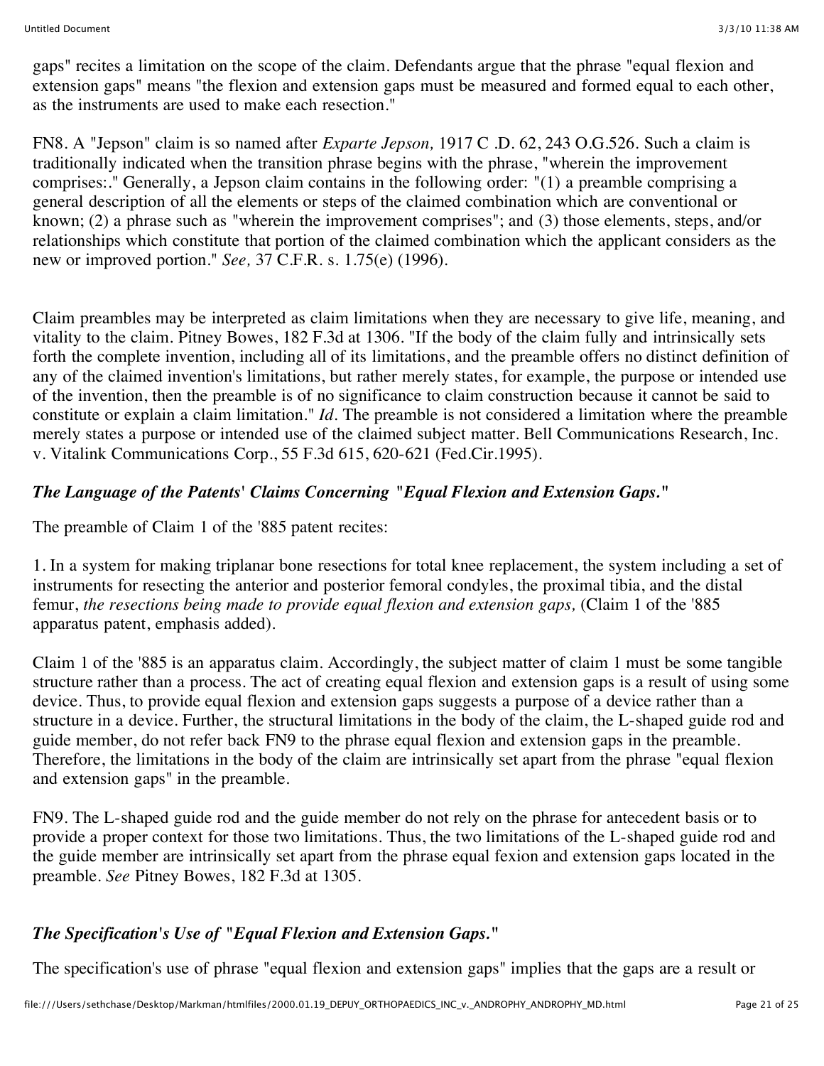gaps" recites a limitation on the scope of the claim. Defendants argue that the phrase "equal flexion and extension gaps" means "the flexion and extension gaps must be measured and formed equal to each other, as the instruments are used to make each resection."

FN8. A "Jepson" claim is so named after *Exparte Jepson,* 1917 C .D. 62, 243 O.G.526. Such a claim is traditionally indicated when the transition phrase begins with the phrase, "wherein the improvement comprises:." Generally, a Jepson claim contains in the following order: "(1) a preamble comprising a general description of all the elements or steps of the claimed combination which are conventional or known; (2) a phrase such as "wherein the improvement comprises"; and (3) those elements, steps, and/or relationships which constitute that portion of the claimed combination which the applicant considers as the new or improved portion." *See,* 37 C.F.R. s. 1.75(e) (1996).

Claim preambles may be interpreted as claim limitations when they are necessary to give life, meaning, and vitality to the claim. Pitney Bowes, 182 F.3d at 1306. "If the body of the claim fully and intrinsically sets forth the complete invention, including all of its limitations, and the preamble offers no distinct definition of any of the claimed invention's limitations, but rather merely states, for example, the purpose or intended use of the invention, then the preamble is of no significance to claim construction because it cannot be said to constitute or explain a claim limitation." *Id*. The preamble is not considered a limitation where the preamble merely states a purpose or intended use of the claimed subject matter. Bell Communications Research, Inc. v. Vitalink Communications Corp., 55 F.3d 615, 620-621 (Fed.Cir.1995).

### *The Language of the Patents' Claims Concerning "Equal Flexion and Extension Gaps."*

The preamble of Claim 1 of the '885 patent recites:

1. In a system for making triplanar bone resections for total knee replacement, the system including a set of instruments for resecting the anterior and posterior femoral condyles, the proximal tibia, and the distal femur, *the resections being made to provide equal flexion and extension gaps,* (Claim 1 of the '885 apparatus patent, emphasis added).

Claim 1 of the '885 is an apparatus claim. Accordingly, the subject matter of claim 1 must be some tangible structure rather than a process. The act of creating equal flexion and extension gaps is a result of using some device. Thus, to provide equal flexion and extension gaps suggests a purpose of a device rather than a structure in a device. Further, the structural limitations in the body of the claim, the L-shaped guide rod and guide member, do not refer back FN9 to the phrase equal flexion and extension gaps in the preamble. Therefore, the limitations in the body of the claim are intrinsically set apart from the phrase "equal flexion and extension gaps" in the preamble.

FN9. The L-shaped guide rod and the guide member do not rely on the phrase for antecedent basis or to provide a proper context for those two limitations. Thus, the two limitations of the L-shaped guide rod and the guide member are intrinsically set apart from the phrase equal fexion and extension gaps located in the preamble. *See* Pitney Bowes, 182 F.3d at 1305.

### *The Specification's Use of "Equal Flexion and Extension Gaps."*

The specification's use of phrase "equal flexion and extension gaps" implies that the gaps are a result or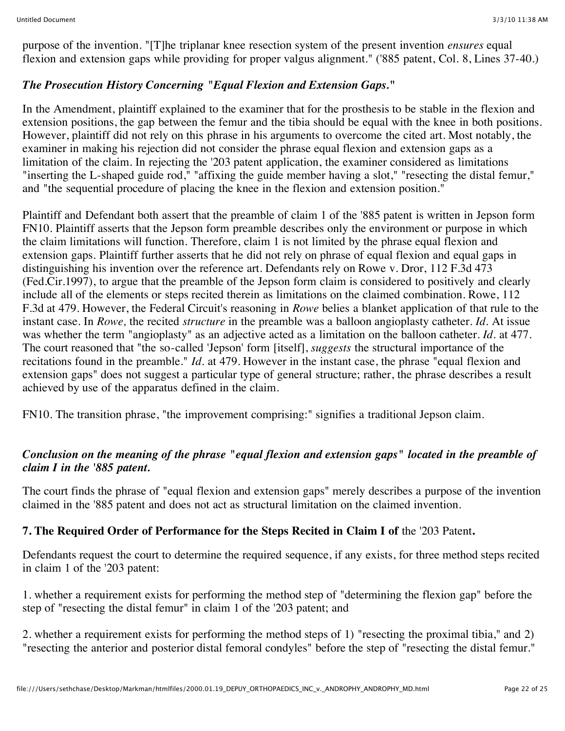purpose of the invention. "[T]he triplanar knee resection system of the present invention *ensures* equal flexion and extension gaps while providing for proper valgus alignment." ('885 patent, Col. 8, Lines 37-40.)

### *The Prosecution History Concerning "Equal Flexion and Extension Gaps."*

In the Amendment, plaintiff explained to the examiner that for the prosthesis to be stable in the flexion and extension positions, the gap between the femur and the tibia should be equal with the knee in both positions. However, plaintiff did not rely on this phrase in his arguments to overcome the cited art. Most notably, the examiner in making his rejection did not consider the phrase equal flexion and extension gaps as a limitation of the claim. In rejecting the '203 patent application, the examiner considered as limitations "inserting the L-shaped guide rod," "affixing the guide member having a slot," "resecting the distal femur," and "the sequential procedure of placing the knee in the flexion and extension position."

Plaintiff and Defendant both assert that the preamble of claim 1 of the '885 patent is written in Jepson form FN10. Plaintiff asserts that the Jepson form preamble describes only the environment or purpose in which the claim limitations will function. Therefore, claim 1 is not limited by the phrase equal flexion and extension gaps. Plaintiff further asserts that he did not rely on phrase of equal flexion and equal gaps in distinguishing his invention over the reference art. Defendants rely on Rowe v. Dror, 112 F.3d 473 (Fed.Cir.1997), to argue that the preamble of the Jepson form claim is considered to positively and clearly include all of the elements or steps recited therein as limitations on the claimed combination. Rowe, 112 F.3d at 479. However, the Federal Circuit's reasoning in *Rowe* belies a blanket application of that rule to the instant case. In *Rowe,* the recited *structure* in the preamble was a balloon angioplasty catheter. *Id.* At issue was whether the term "angioplasty" as an adjective acted as a limitation on the balloon catheter. *Id.* at 477. The court reasoned that "the so-called 'Jepson' form [itself], *suggests* the structural importance of the recitations found in the preamble." *Id.* at 479. However in the instant case, the phrase "equal flexion and extension gaps" does not suggest a particular type of general structure; rather, the phrase describes a result achieved by use of the apparatus defined in the claim.

FN10. The transition phrase, "the improvement comprising:" signifies a traditional Jepson claim.

### *Conclusion on the meaning of the phrase "equal flexion and extension gaps" located in the preamble of claim I in the '885 patent.*

The court finds the phrase of "equal flexion and extension gaps" merely describes a purpose of the invention claimed in the '885 patent and does not act as structural limitation on the claimed invention.

### **7. The Required Order of Performance for the Steps Recited in Claim I of** the '203 Patent**.**

Defendants request the court to determine the required sequence, if any exists, for three method steps recited in claim 1 of the '203 patent:

1. whether a requirement exists for performing the method step of "determining the flexion gap" before the step of "resecting the distal femur" in claim 1 of the '203 patent; and

2. whether a requirement exists for performing the method steps of 1) "resecting the proximal tibia," and 2) "resecting the anterior and posterior distal femoral condyles" before the step of "resecting the distal femur."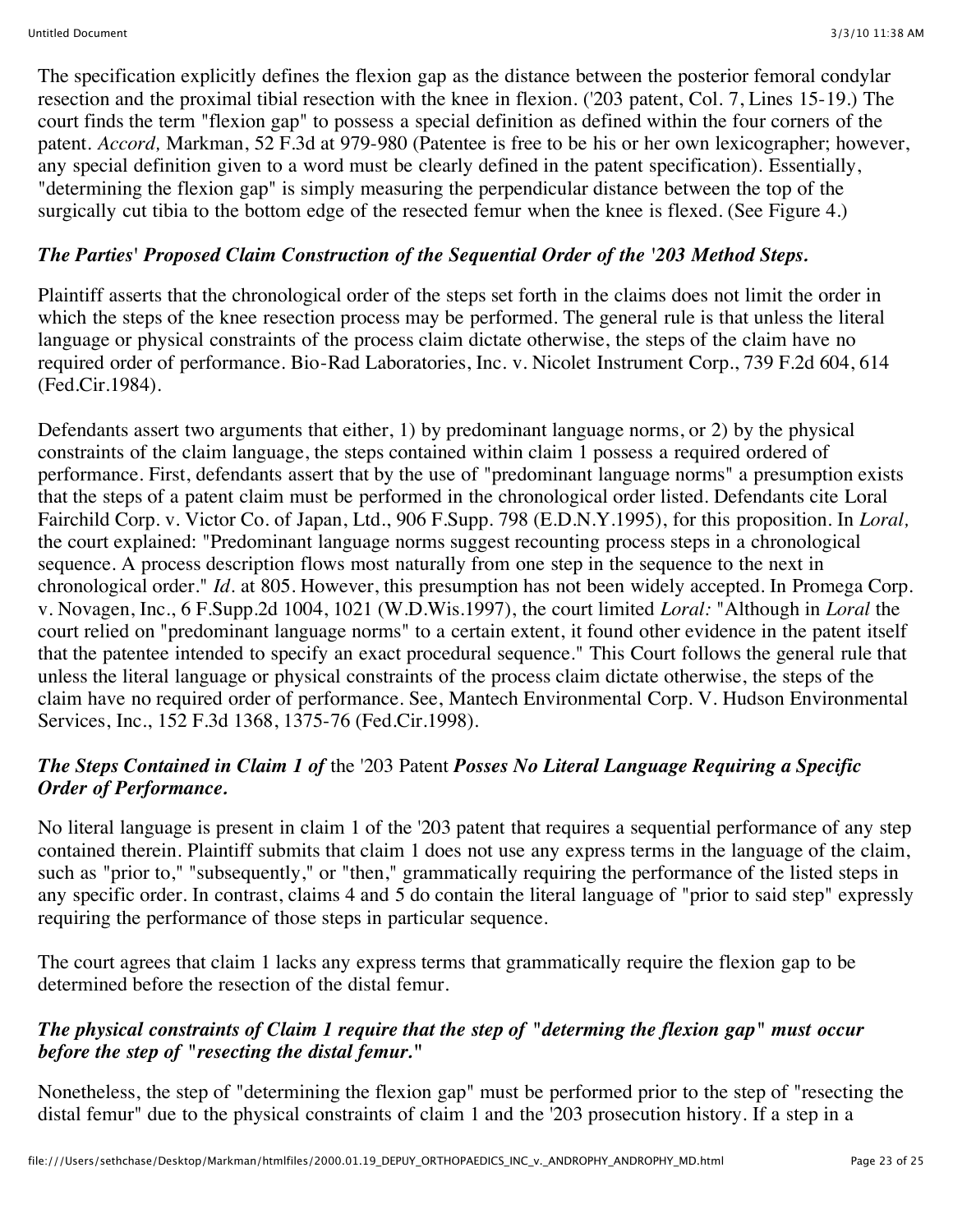The specification explicitly defines the flexion gap as the distance between the posterior femoral condylar resection and the proximal tibial resection with the knee in flexion. ('203 patent, Col. 7, Lines 15-19.) The court finds the term "flexion gap" to possess a special definition as defined within the four corners of the patent. *Accord,* Markman, 52 F.3d at 979-980 (Patentee is free to be his or her own lexicographer; however, any special definition given to a word must be clearly defined in the patent specification). Essentially, "determining the flexion gap" is simply measuring the perpendicular distance between the top of the surgically cut tibia to the bottom edge of the resected femur when the knee is flexed. (See Figure 4.)

***The Parties' Proposed Claim Construction of the Sequential Order of the '203 Method Steps.***

Plaintiff asserts that the chronological order of the steps set forth in the claims does not limit the order in which the steps of the knee resection process may be performed. The general rule is that unless the literal language or physical constraints of the process claim dictate otherwise, the steps of the claim have no required order of performance. Bio-Rad Laboratories, Inc. v. Nicolet Instrument Corp., 739 F.2d 604, 614 (Fed.Cir.1984).

Defendants assert two arguments that either, 1) by predominant language norms, or 2) by the physical constraints of the claim language, the steps contained within claim 1 possess a required ordered of performance. First, defendants assert that by the use of "predominant language norms" a presumption exists that the steps of a patent claim must be performed in the chronological order listed. Defendants cite Loral Fairchild Corp. v. Victor Co. of Japan, Ltd., 906 F.Supp. 798 (E.D.N.Y.1995), for this proposition. In *Loral,* the court explained: "Predominant language norms suggest recounting process steps in a chronological sequence. A process description flows most naturally from one step in the sequence to the next in chronological order." *Id.* at 805. However, this presumption has not been widely accepted. In Promega Corp. v. Novagen, Inc., 6 F.Supp.2d 1004, 1021 (W.D.Wis.1997), the court limited *Loral:* "Although in *Loral* the court relied on "predominant language norms" to a certain extent, it found other evidence in the patent itself that the patentee intended to specify an exact procedural sequence." This Court follows the general rule that unless the literal language or physical constraints of the process claim dictate otherwise, the steps of the claim have no required order of performance. See, Mantech Environmental Corp. V. Hudson Environmental Services, Inc., 152 F.3d 1368, 1375-76 (Fed.Cir.1998).

***The Steps Contained in Claim 1 of*** **the '203 Patent** ***Posses No Literal Language Requiring a Specific Order of Performance.***

No literal language is present in claim 1 of the '203 patent that requires a sequential performance of any step contained therein. Plaintiff submits that claim 1 does not use any express terms in the language of the claim, such as "prior to," "subsequently," or "then," grammatically requiring the performance of the listed steps in any specific order. In contrast, claims 4 and 5 do contain the literal language of "prior to said step" expressly requiring the performance of those steps in particular sequence.

The court agrees that claim 1 lacks any express terms that grammatically require the flexion gap to be determined before the resection of the distal femur.

***The physical constraints of Claim 1 require that the step of "determing the flexion gap" must occur before the step of "resecting the distal femur."***

Nonetheless, the step of "determining the flexion gap" must be performed prior to the step of "resecting the distal femur" due to the physical constraints of claim 1 and the '203 prosecution history. If a step in a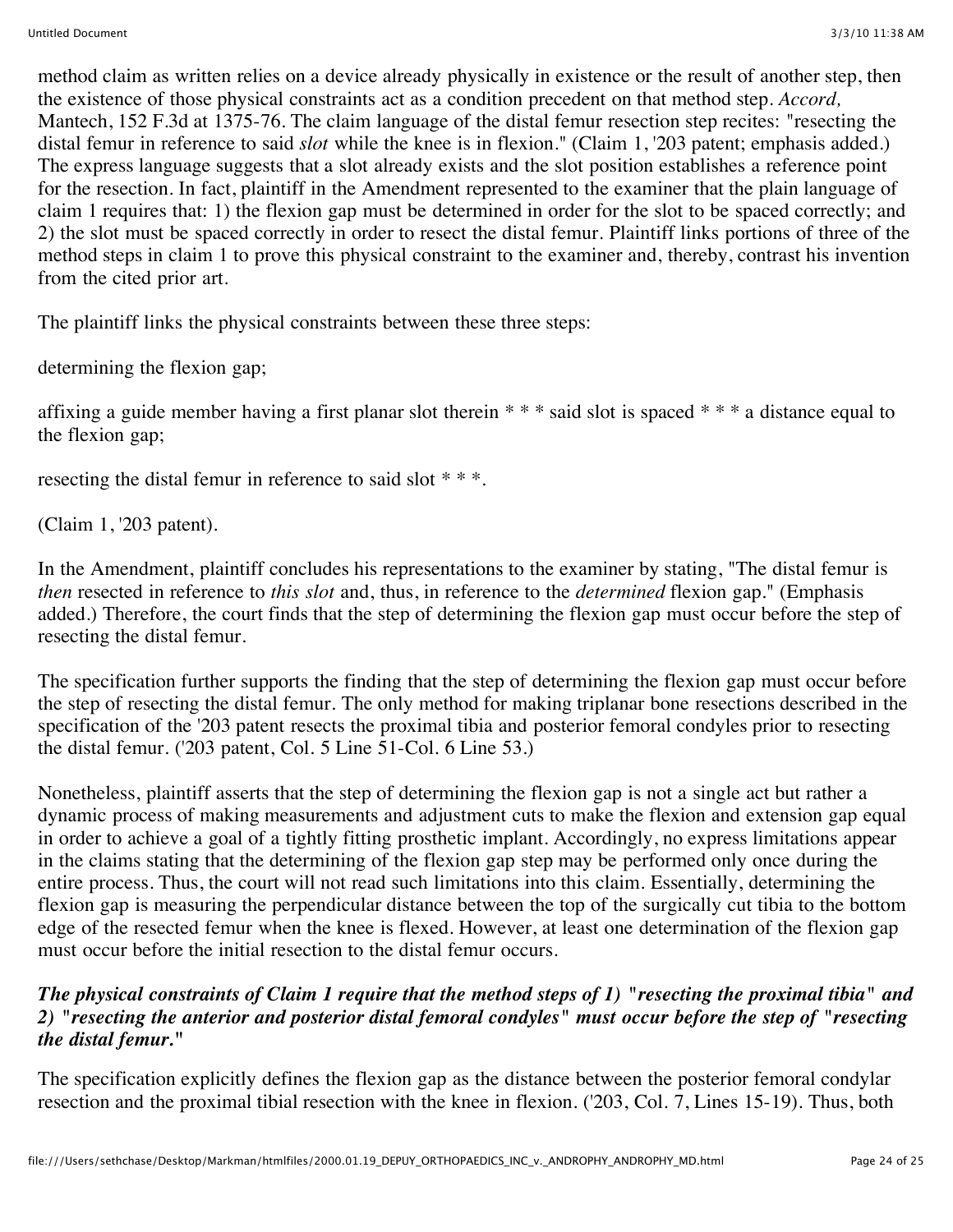method claim as written relies on a device already physically in existence or the result of another step, then the existence of those physical constraints act as a condition precedent on that method step. *Accord,* Mantech, 152 F.3d at 1375-76. The claim language of the distal femur resection step recites: "resecting the distal femur in reference to said *slot* while the knee is in flexion." (Claim 1, '203 patent; emphasis added.) The express language suggests that a slot already exists and the slot position establishes a reference point for the resection. In fact, plaintiff in the Amendment represented to the examiner that the plain language of claim 1 requires that: 1) the flexion gap must be determined in order for the slot to be spaced correctly; and 2) the slot must be spaced correctly in order to resect the distal femur. Plaintiff links portions of three of the method steps in claim 1 to prove this physical constraint to the examiner and, thereby, contrast his invention from the cited prior art.

The plaintiff links the physical constraints between these three steps:

determining the flexion gap;

affixing a guide member having a first planar slot therein * * * said slot is spaced * * * a distance equal to the flexion gap;

resecting the distal femur in reference to said slot * * *.

(Claim 1, '203 patent).

In the Amendment, plaintiff concludes his representations to the examiner by stating, "The distal femur is *then* resected in reference to *this slot* and, thus, in reference to the *determined* flexion gap." (Emphasis added.) Therefore, the court finds that the step of determining the flexion gap must occur before the step of resecting the distal femur.

The specification further supports the finding that the step of determining the flexion gap must occur before the step of resecting the distal femur. The only method for making triplanar bone resections described in the specification of the '203 patent resects the proximal tibia and posterior femoral condyles prior to resecting the distal femur. ('203 patent, Col. 5 Line 51-Col. 6 Line 53.)

Nonetheless, plaintiff asserts that the step of determining the flexion gap is not a single act but rather a dynamic process of making measurements and adjustment cuts to make the flexion and extension gap equal in order to achieve a goal of a tightly fitting prosthetic implant. Accordingly, no express limitations appear in the claims stating that the determining of the flexion gap step may be performed only once during the entire process. Thus, the court will not read such limitations into this claim. Essentially, determining the flexion gap is measuring the perpendicular distance between the top of the surgically cut tibia to the bottom edge of the resected femur when the knee is flexed. However, at least one determination of the flexion gap must occur before the initial resection to the distal femur occurs.

***The physical constraints of Claim 1 require that the method steps of 1) "resecting the proximal tibia" and 2) "resecting the anterior and posterior distal femoral condyles" must occur before the step of "resecting the distal femur."***

The specification explicitly defines the flexion gap as the distance between the posterior femoral condylar resection and the proximal tibial resection with the knee in flexion. ('203, Col. 7, Lines 15-19). Thus, both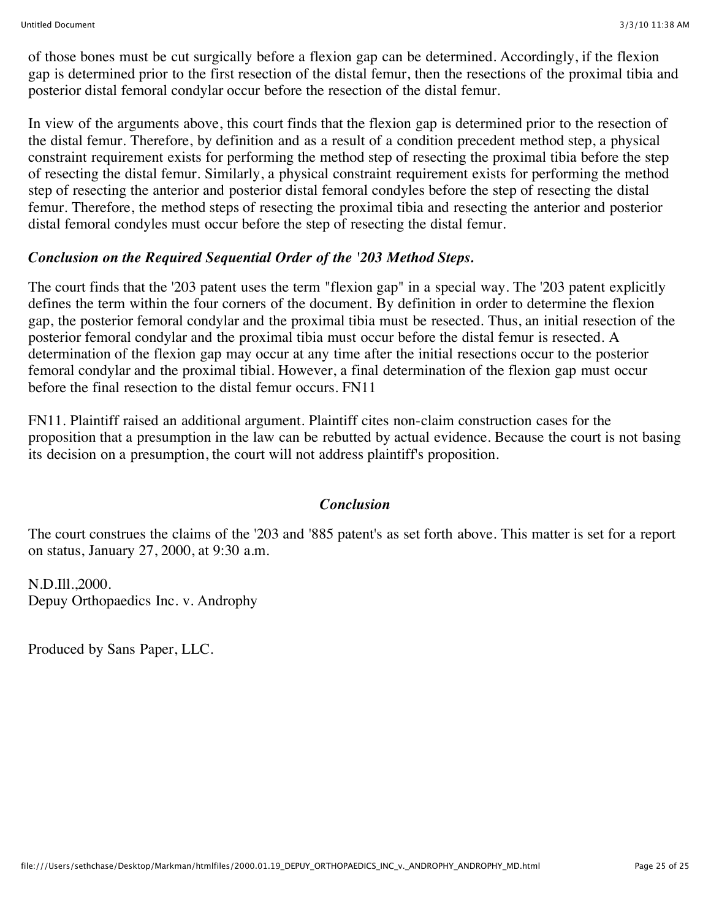of those bones must be cut surgically before a flexion gap can be determined. Accordingly, if the flexion gap is determined prior to the first resection of the distal femur, then the resections of the proximal tibia and posterior distal femoral condylar occur before the resection of the distal femur.

In view of the arguments above, this court finds that the flexion gap is determined prior to the resection of the distal femur. Therefore, by definition and as a result of a condition precedent method step, a physical constraint requirement exists for performing the method step of resecting the proximal tibia before the step of resecting the distal femur. Similarly, a physical constraint requirement exists for performing the method step of resecting the anterior and posterior distal femoral condyles before the step of resecting the distal femur. Therefore, the method steps of resecting the proximal tibia and resecting the anterior and posterior distal femoral condyles must occur before the step of resecting the distal femur.

***Conclusion on the Required Sequential Order of the '203 Method Steps.***

The court finds that the '203 patent uses the term "flexion gap" in a special way. The '203 patent explicitly defines the term within the four corners of the document. By definition in order to determine the flexion gap, the posterior femoral condylar and the proximal tibia must be resected. Thus, an initial resection of the posterior femoral condylar and the proximal tibia must occur before the distal femur is resected. A determination of the flexion gap may occur at any time after the initial resections occur to the posterior femoral condylar and the proximal tibial. However, a final determination of the flexion gap must occur before the final resection to the distal femur occurs. FN11

FN11. Plaintiff raised an additional argument. Plaintiff cites non-claim construction cases for the proposition that a presumption in the law can be rebutted by actual evidence. Because the court is not basing its decision on a presumption, the court will not address plaintiff's proposition.

## *Conclusion*

The court construes the claims of the '203 and '885 patent's as set forth above. This matter is set for a report on status, January 27, 2000, at 9:30 a.m.

N.D.Ill.,2000.
Depuy Orthopaedics Inc. v. Androphy

Produced by Sans Paper, LLC.